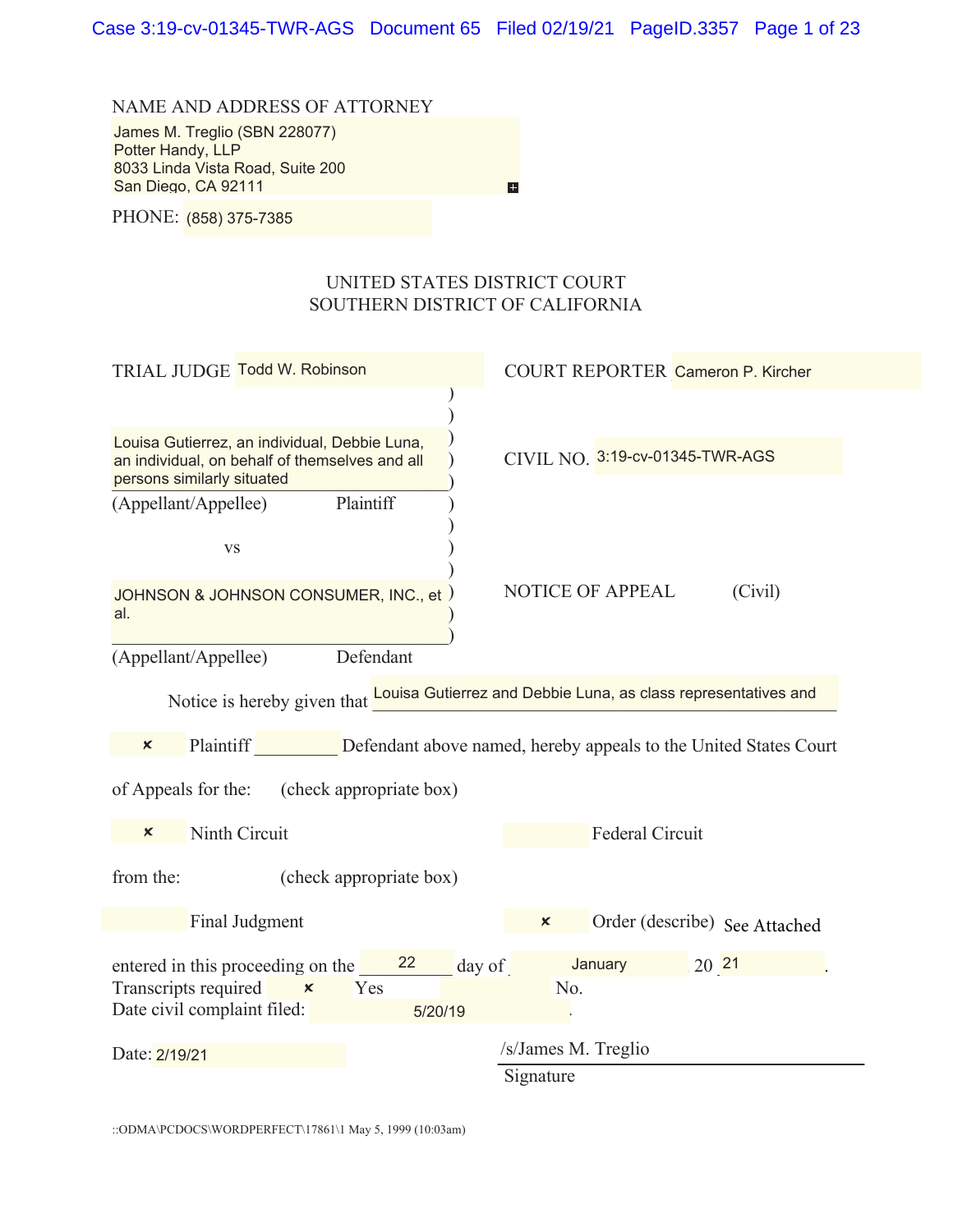NAME AND ADDRESS OF ATTORNEY

James M. Treglio (SBN 228077)
Potter Handy, LLP
8033 Linda Vista Road, Suite 200
San Diego, CA 92111

PHONE: (858) 375-7385

UNITED STATES DISTRICT COURT
SOUTHERN DISTRICT OF CALIFORNIA

TRIAL JUDGE Todd W. Robinson

COURT REPORTER Cameron P. Kircher

Louisa Gutierrez, an individual, Debbie Luna, an individual, on behalf of themselves and all persons similarly situated
(Appellant/Appellee) Plaintiff

vs

JOHNSON & JOHNSON CONSUMER, INC., et al.
(Appellant/Appellee) Defendant

CIVIL NO. 3:19-cv-01345-TWR-AGS

NOTICE OF APPEAL (Civil)

Notice is hereby given that Louisa Gutierrez and Debbie Luna, as class representatives and

× Plaintiff \_\_\_\_\_\_\_\_\_ Defendant above named, hereby appeals to the United States Court

of Appeals for the: (check appropriate box)

× Ninth Circuit ☐ Federal Circuit

from the: (check appropriate box)

☐ Final Judgment × Order (describe) See Attached

entered in this proceeding on the 22 day of January 20 21.
Transcripts required × Yes ☐ No.
Date civil complaint filed: 5/20/19.

Date: 2/19/21

/s/James M. Treglio
Signature

::ODMA\PCDOCS\WORDPERFECT\17861\1 May 5, 1999 (10:03am)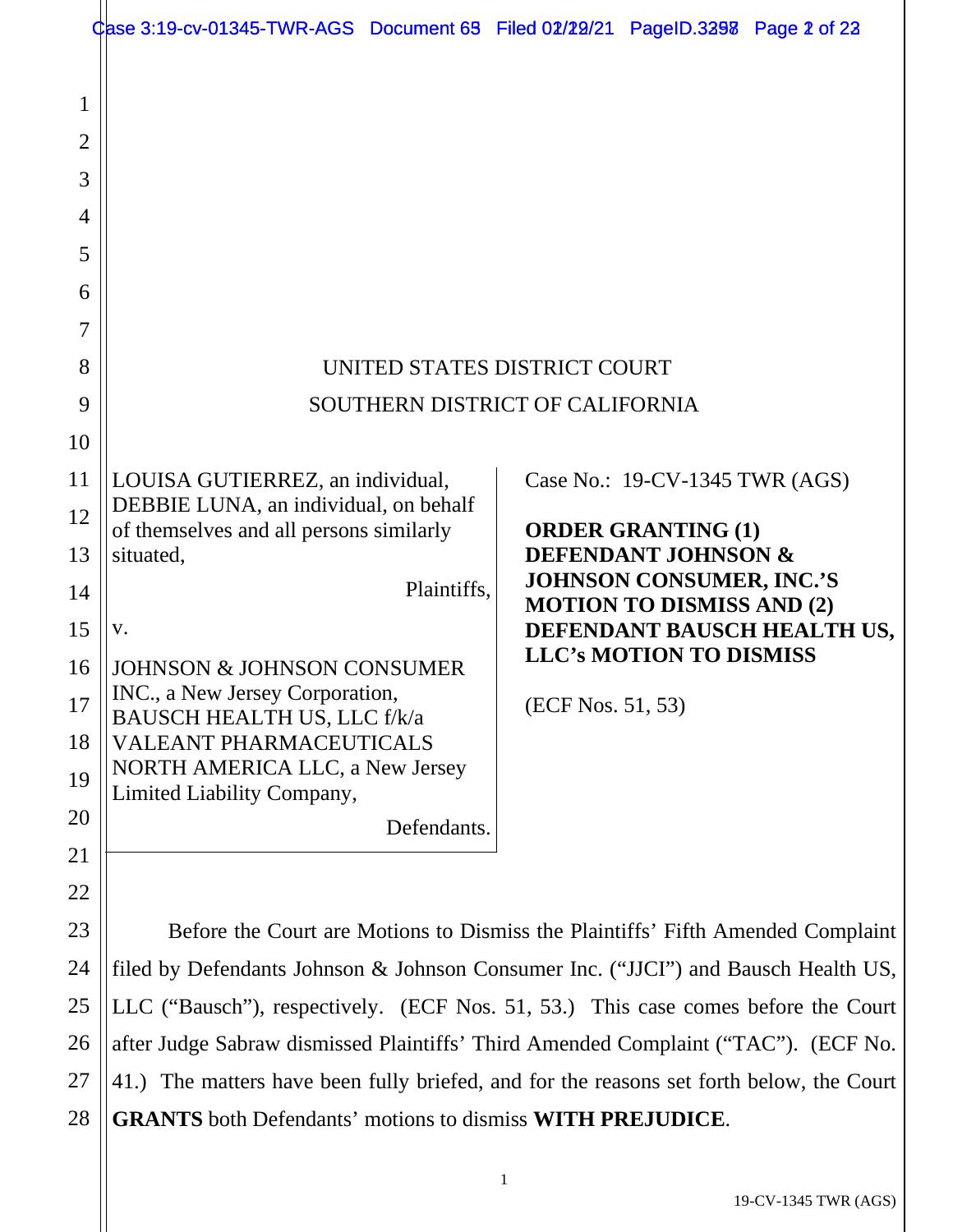UNITED STATES DISTRICT COURT

SOUTHERN DISTRICT OF CALIFORNIA

LOUISA GUTIERREZ, an individual, DEBBIE LUNA, an individual, on behalf of themselves and all persons similarly situated,

Plaintiffs,

v.

JOHNSON & JOHNSON CONSUMER INC., a New Jersey Corporation, BAUSCH HEALTH US, LLC f/k/a VALEANT PHARMACEUTICALS NORTH AMERICA LLC, a New Jersey Limited Liability Company,

Defendants.

Case No.: 19-CV-1345 TWR (AGS)

**ORDER GRANTING (1) DEFENDANT JOHNSON & JOHNSON CONSUMER, INC.'S MOTION TO DISMISS AND (2) DEFENDANT BAUSCH HEALTH US, LLC's MOTION TO DISMISS**

(ECF Nos. 51, 53)

Before the Court are Motions to Dismiss the Plaintiffs' Fifth Amended Complaint filed by Defendants Johnson & Johnson Consumer Inc. ("JJCI") and Bausch Health US, LLC ("Bausch"), respectively. (ECF Nos. 51, 53.) This case comes before the Court after Judge Sabraw dismissed Plaintiffs' Third Amended Complaint ("TAC"). (ECF No. 41.) The matters have been fully briefed, and for the reasons set forth below, the Court **GRANTS** both Defendants' motions to dismiss **WITH PREJUDICE**.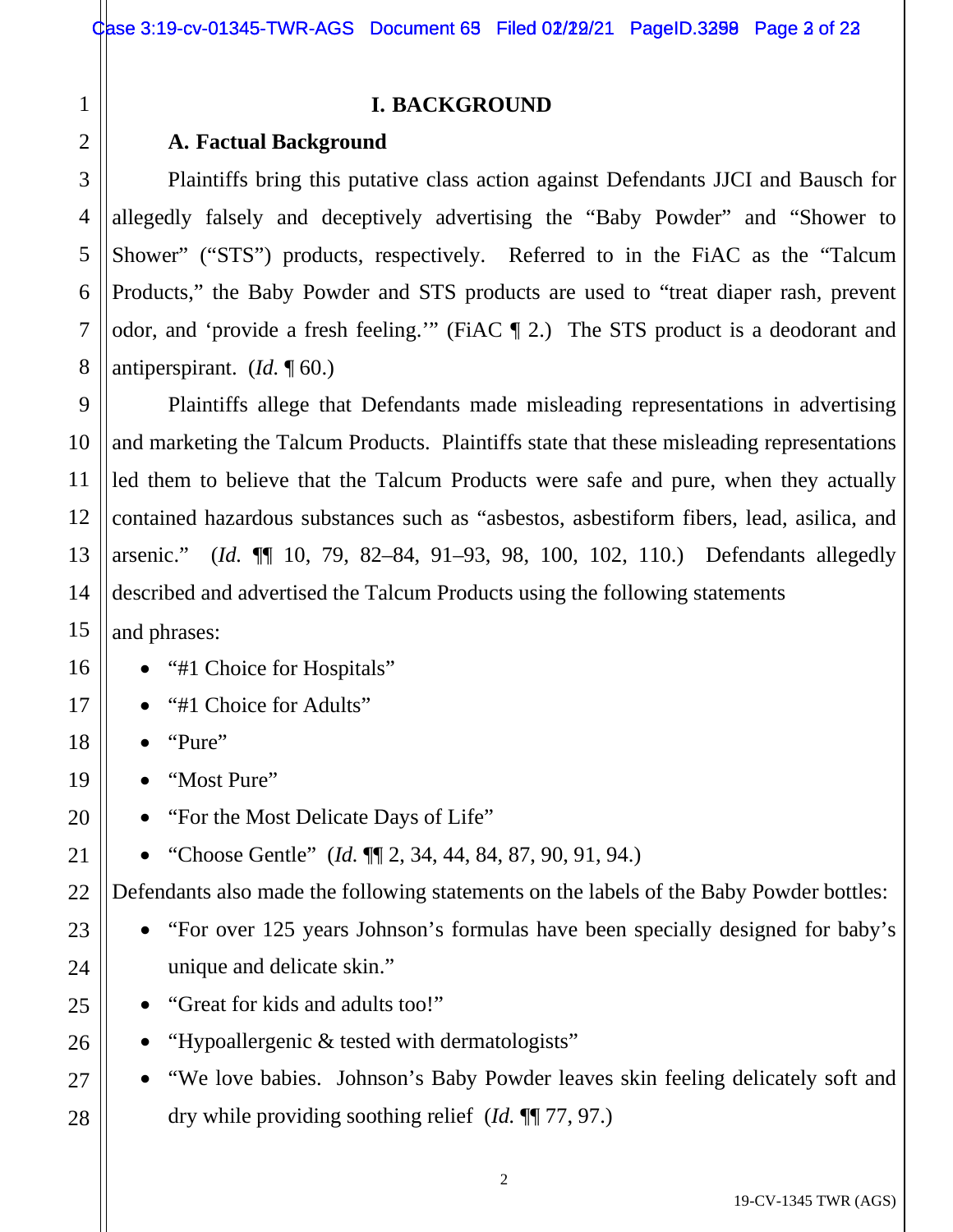# I. BACKGROUND

## A. Factual Background

Plaintiffs bring this putative class action against Defendants JJCI and Bausch for allegedly falsely and deceptively advertising the "Baby Powder" and "Shower to Shower" ("STS") products, respectively. Referred to in the FiAC as the "Talcum Products," the Baby Powder and STS products are used to "treat diaper rash, prevent odor, and 'provide a fresh feeling.'" (FiAC ¶ 2.) The STS product is a deodorant and antiperspirant. (*Id.* ¶ 60.)

Plaintiffs allege that Defendants made misleading representations in advertising and marketing the Talcum Products. Plaintiffs state that these misleading representations led them to believe that the Talcum Products were safe and pure, when they actually contained hazardous substances such as "asbestos, asbestiform fibers, lead, asilica, and arsenic." (*Id.* ¶¶ 10, 79, 82–84, 91–93, 98, 100, 102, 110.) Defendants allegedly described and advertised the Talcum Products using the following statements and phrases:

- "#1 Choice for Hospitals"
- "#1 Choice for Adults"
- "Pure"
- "Most Pure"
- "For the Most Delicate Days of Life"
- "Choose Gentle" (*Id.* ¶¶ 2, 34, 44, 84, 87, 90, 91, 94.)

Defendants also made the following statements on the labels of the Baby Powder bottles:

- "For over 125 years Johnson's formulas have been specially designed for baby's unique and delicate skin."
- "Great for kids and adults too!"
- "Hypoallergenic & tested with dermatologists"
- "We love babies. Johnson's Baby Powder leaves skin feeling delicately soft and dry while providing soothing relief (*Id.* ¶¶ 77, 97.)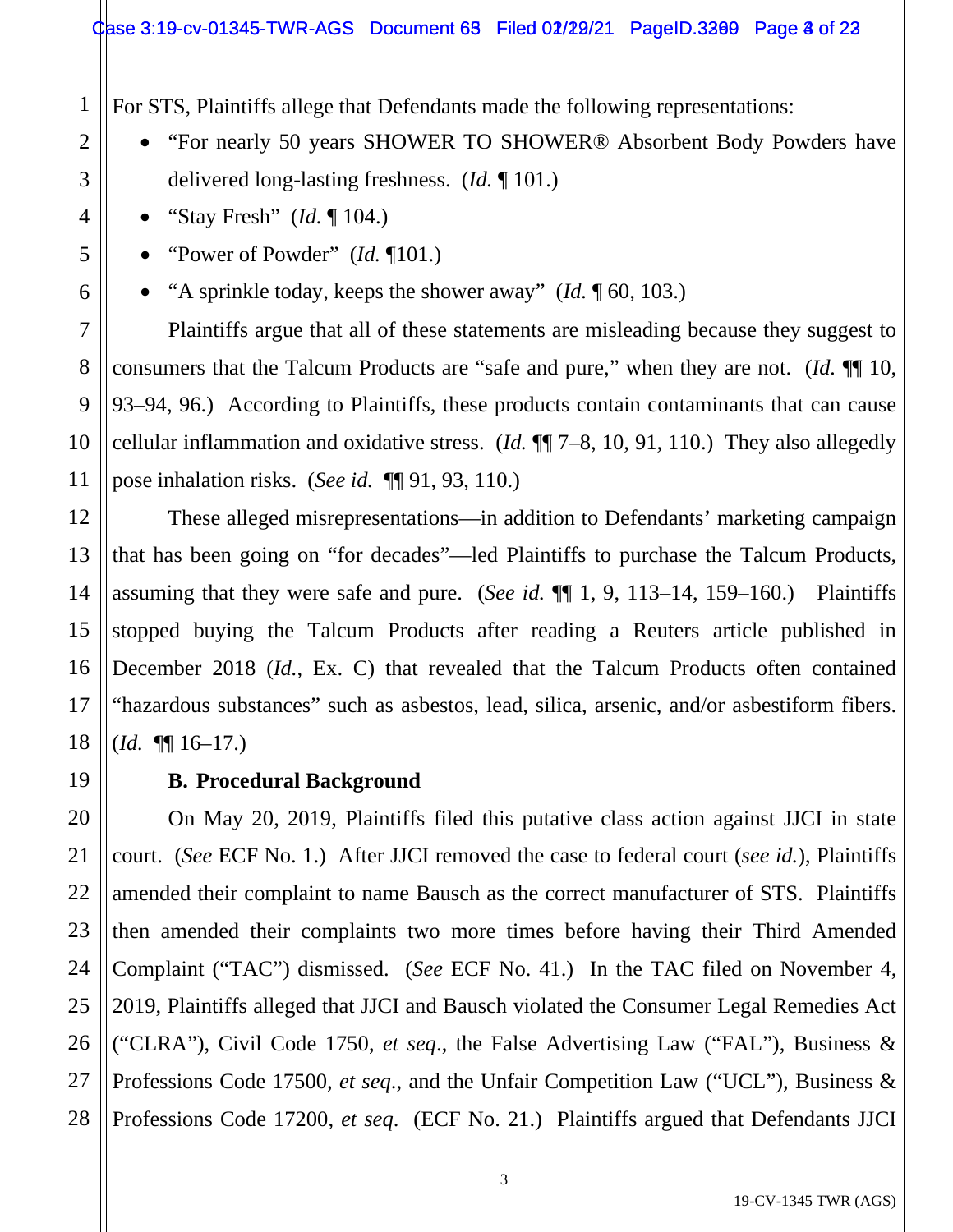For STS, Plaintiffs allege that Defendants made the following representations:

- "For nearly 50 years SHOWER TO SHOWER® Absorbent Body Powders have delivered long-lasting freshness. (*Id.* ¶ 101.)
- "Stay Fresh" (*Id.* ¶ 104.)
- "Power of Powder" (*Id.* ¶101.)
- "A sprinkle today, keeps the shower away" (*Id.* ¶ 60, 103.)

Plaintiffs argue that all of these statements are misleading because they suggest to consumers that the Talcum Products are "safe and pure," when they are not. (*Id.* ¶¶ 10, 93–94, 96.) According to Plaintiffs, these products contain contaminants that can cause cellular inflammation and oxidative stress. (*Id.* ¶¶ 7–8, 10, 91, 110.) They also allegedly pose inhalation risks. (*See id.* ¶¶ 91, 93, 110.)

These alleged misrepresentations—in addition to Defendants' marketing campaign that has been going on "for decades"—led Plaintiffs to purchase the Talcum Products, assuming that they were safe and pure. (*See id.* ¶¶ 1, 9, 113–14, 159–160.) Plaintiffs stopped buying the Talcum Products after reading a Reuters article published in December 2018 (*Id.*, Ex. C) that revealed that the Talcum Products often contained "hazardous substances" such as asbestos, lead, silica, arsenic, and/or asbestiform fibers. (*Id.* ¶¶ 16–17.)

**B. Procedural Background**

On May 20, 2019, Plaintiffs filed this putative class action against JJCI in state court. (*See* ECF No. 1.) After JJCI removed the case to federal court (*see id.*), Plaintiffs amended their complaint to name Bausch as the correct manufacturer of STS. Plaintiffs then amended their complaints two more times before having their Third Amended Complaint ("TAC") dismissed. (*See* ECF No. 41.) In the TAC filed on November 4, 2019, Plaintiffs alleged that JJCI and Bausch violated the Consumer Legal Remedies Act ("CLRA"), Civil Code 1750, *et seq*., the False Advertising Law ("FAL"), Business & Professions Code 17500, *et seq*., and the Unfair Competition Law ("UCL"), Business & Professions Code 17200, *et seq*. (ECF No. 21.) Plaintiffs argued that Defendants JJCI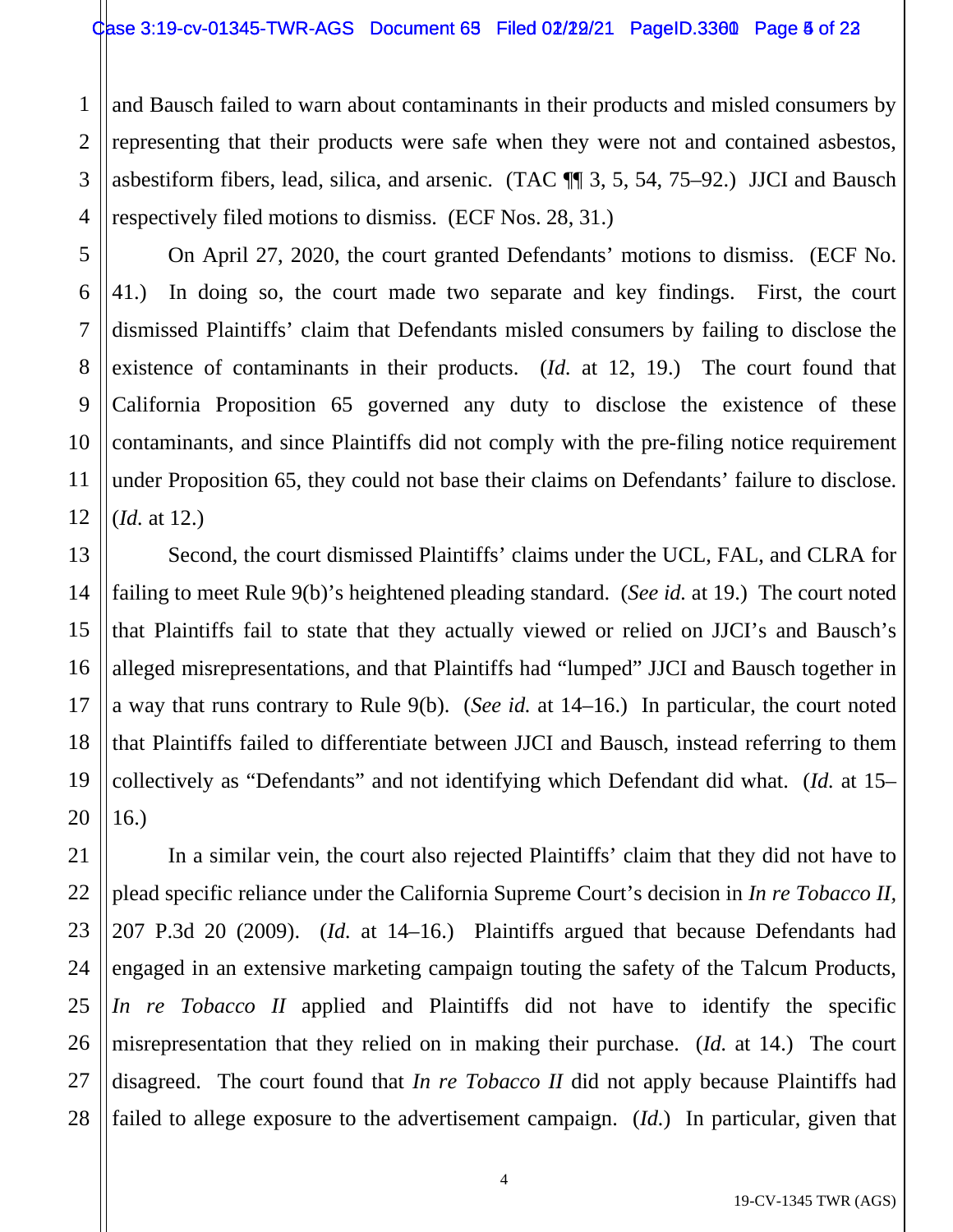and Bausch failed to warn about contaminants in their products and misled consumers by representing that their products were safe when they were not and contained asbestos, asbestiform fibers, lead, silica, and arsenic. (TAC ¶¶ 3, 5, 54, 75–92.) JJCI and Bausch respectively filed motions to dismiss. (ECF Nos. 28, 31.)

On April 27, 2020, the court granted Defendants' motions to dismiss. (ECF No. 41.) In doing so, the court made two separate and key findings. First, the court dismissed Plaintiffs' claim that Defendants misled consumers by failing to disclose the existence of contaminants in their products. (*Id.* at 12, 19.) The court found that California Proposition 65 governed any duty to disclose the existence of these contaminants, and since Plaintiffs did not comply with the pre-filing notice requirement under Proposition 65, they could not base their claims on Defendants' failure to disclose. (*Id.* at 12.)

Second, the court dismissed Plaintiffs' claims under the UCL, FAL, and CLRA for failing to meet Rule 9(b)'s heightened pleading standard. (*See id.* at 19.) The court noted that Plaintiffs fail to state that they actually viewed or relied on JJCI's and Bausch's alleged misrepresentations, and that Plaintiffs had "lumped" JJCI and Bausch together in a way that runs contrary to Rule 9(b). (*See id.* at 14–16.) In particular, the court noted that Plaintiffs failed to differentiate between JJCI and Bausch, instead referring to them collectively as "Defendants" and not identifying which Defendant did what. (*Id.* at 15–16.)

In a similar vein, the court also rejected Plaintiffs' claim that they did not have to plead specific reliance under the California Supreme Court's decision in *In re Tobacco II,* 207 P.3d 20 (2009). (*Id.* at 14–16.) Plaintiffs argued that because Defendants had engaged in an extensive marketing campaign touting the safety of the Talcum Products, *In re Tobacco II* applied and Plaintiffs did not have to identify the specific misrepresentation that they relied on in making their purchase. (*Id.* at 14.) The court disagreed. The court found that *In re Tobacco II* did not apply because Plaintiffs had failed to allege exposure to the advertisement campaign. (*Id.*) In particular, given that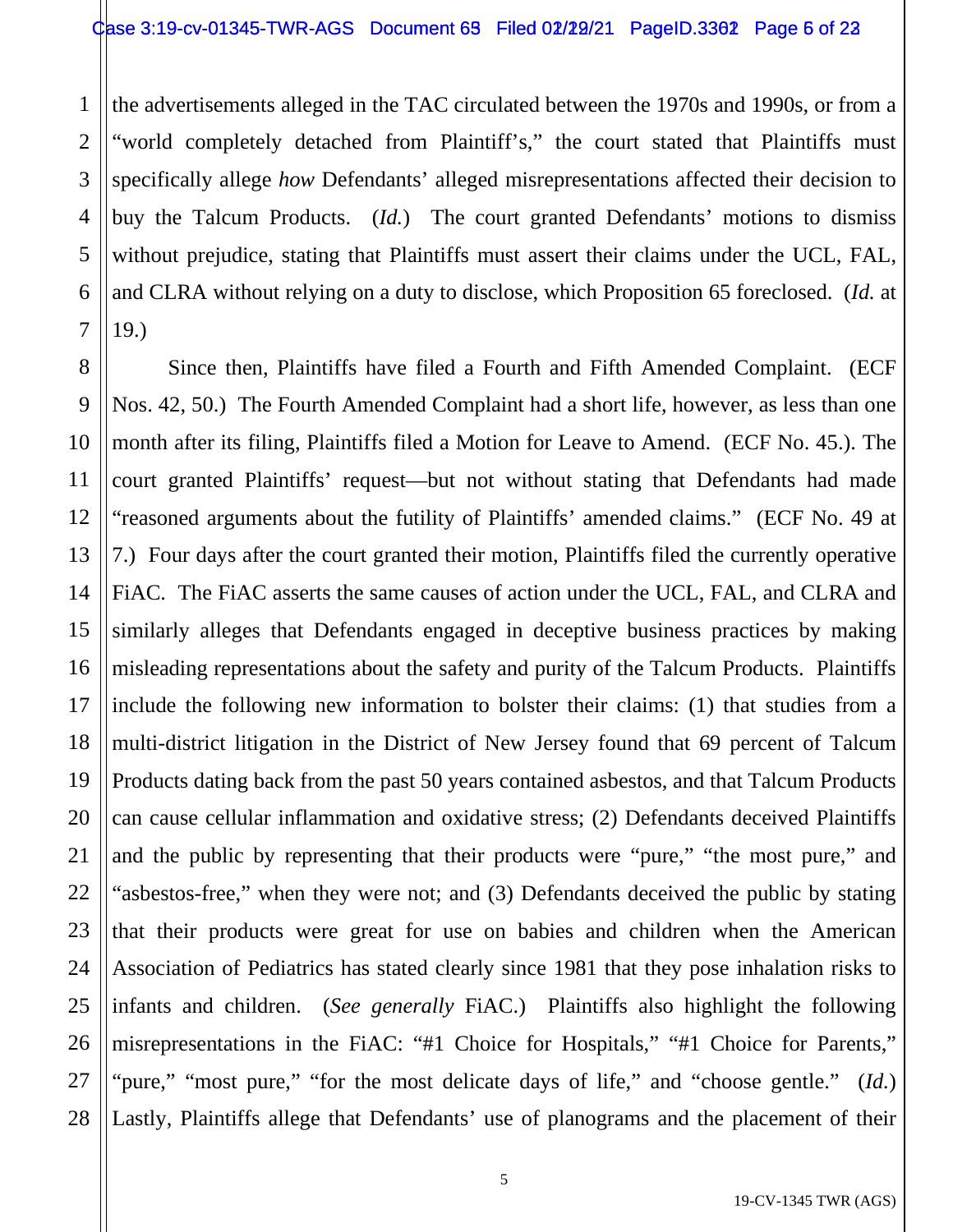the advertisements alleged in the TAC circulated between the 1970s and 1990s, or from a "world completely detached from Plaintiff's," the court stated that Plaintiffs must specifically allege *how* Defendants' alleged misrepresentations affected their decision to buy the Talcum Products. (*Id.*) The court granted Defendants' motions to dismiss without prejudice, stating that Plaintiffs must assert their claims under the UCL, FAL, and CLRA without relying on a duty to disclose, which Proposition 65 foreclosed. (*Id.* at 19.)

Since then, Plaintiffs have filed a Fourth and Fifth Amended Complaint. (ECF Nos. 42, 50.) The Fourth Amended Complaint had a short life, however, as less than one month after its filing, Plaintiffs filed a Motion for Leave to Amend. (ECF No. 45.). The court granted Plaintiffs' request—but not without stating that Defendants had made "reasoned arguments about the futility of Plaintiffs' amended claims." (ECF No. 49 at 7.) Four days after the court granted their motion, Plaintiffs filed the currently operative FiAC. The FiAC asserts the same causes of action under the UCL, FAL, and CLRA and similarly alleges that Defendants engaged in deceptive business practices by making misleading representations about the safety and purity of the Talcum Products. Plaintiffs include the following new information to bolster their claims: (1) that studies from a multi-district litigation in the District of New Jersey found that 69 percent of Talcum Products dating back from the past 50 years contained asbestos, and that Talcum Products can cause cellular inflammation and oxidative stress; (2) Defendants deceived Plaintiffs and the public by representing that their products were "pure," "the most pure," and "asbestos-free," when they were not; and (3) Defendants deceived the public by stating that their products were great for use on babies and children when the American Association of Pediatrics has stated clearly since 1981 that they pose inhalation risks to infants and children. (*See generally* FiAC.) Plaintiffs also highlight the following misrepresentations in the FiAC: "#1 Choice for Hospitals," "#1 Choice for Parents," "pure," "most pure," "for the most delicate days of life," and "choose gentle." (*Id.*) Lastly, Plaintiffs allege that Defendants' use of planograms and the placement of their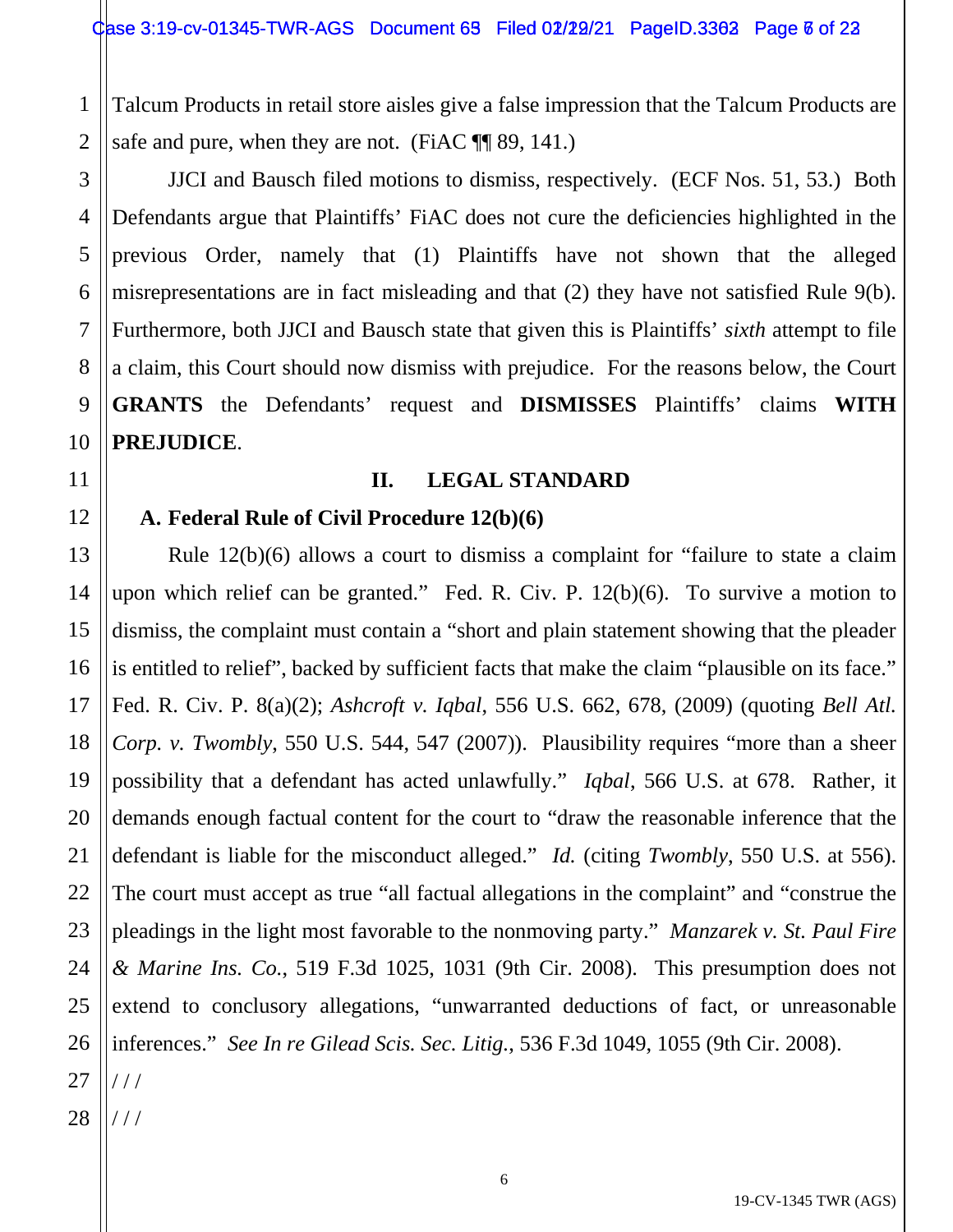Talcum Products in retail store aisles give a false impression that the Talcum Products are safe and pure, when they are not. (FiAC ¶¶ 89, 141.)

JJCI and Bausch filed motions to dismiss, respectively. (ECF Nos. 51, 53.) Both Defendants argue that Plaintiffs' FiAC does not cure the deficiencies highlighted in the previous Order, namely that (1) Plaintiffs have not shown that the alleged misrepresentations are in fact misleading and that (2) they have not satisfied Rule 9(b). Furthermore, both JJCI and Bausch state that given this is Plaintiffs' *sixth* attempt to file a claim, this Court should now dismiss with prejudice. For the reasons below, the Court **GRANTS** the Defendants' request and **DISMISSES** Plaintiffs' claims **WITH PREJUDICE**.

## II. LEGAL STANDARD

### A. Federal Rule of Civil Procedure 12(b)(6)

Rule 12(b)(6) allows a court to dismiss a complaint for "failure to state a claim upon which relief can be granted." Fed. R. Civ. P. 12(b)(6). To survive a motion to dismiss, the complaint must contain a "short and plain statement showing that the pleader is entitled to relief", backed by sufficient facts that make the claim "plausible on its face." Fed. R. Civ. P. 8(a)(2); *Ashcroft v. Iqbal*, 556 U.S. 662, 678, (2009) (quoting *Bell Atl. Corp. v. Twombly*, 550 U.S. 544, 547 (2007)). Plausibility requires "more than a sheer possibility that a defendant has acted unlawfully." *Iqbal*, 566 U.S. at 678. Rather, it demands enough factual content for the court to "draw the reasonable inference that the defendant is liable for the misconduct alleged." *Id.* (citing *Twombly*, 550 U.S. at 556). The court must accept as true "all factual allegations in the complaint" and "construe the pleadings in the light most favorable to the nonmoving party." *Manzarek v. St. Paul Fire & Marine Ins. Co.*, 519 F.3d 1025, 1031 (9th Cir. 2008). This presumption does not extend to conclusory allegations, "unwarranted deductions of fact, or unreasonable inferences." *See In re Gilead Scis. Sec. Litig.*, 536 F.3d 1049, 1055 (9th Cir. 2008).

/ / /

/ / /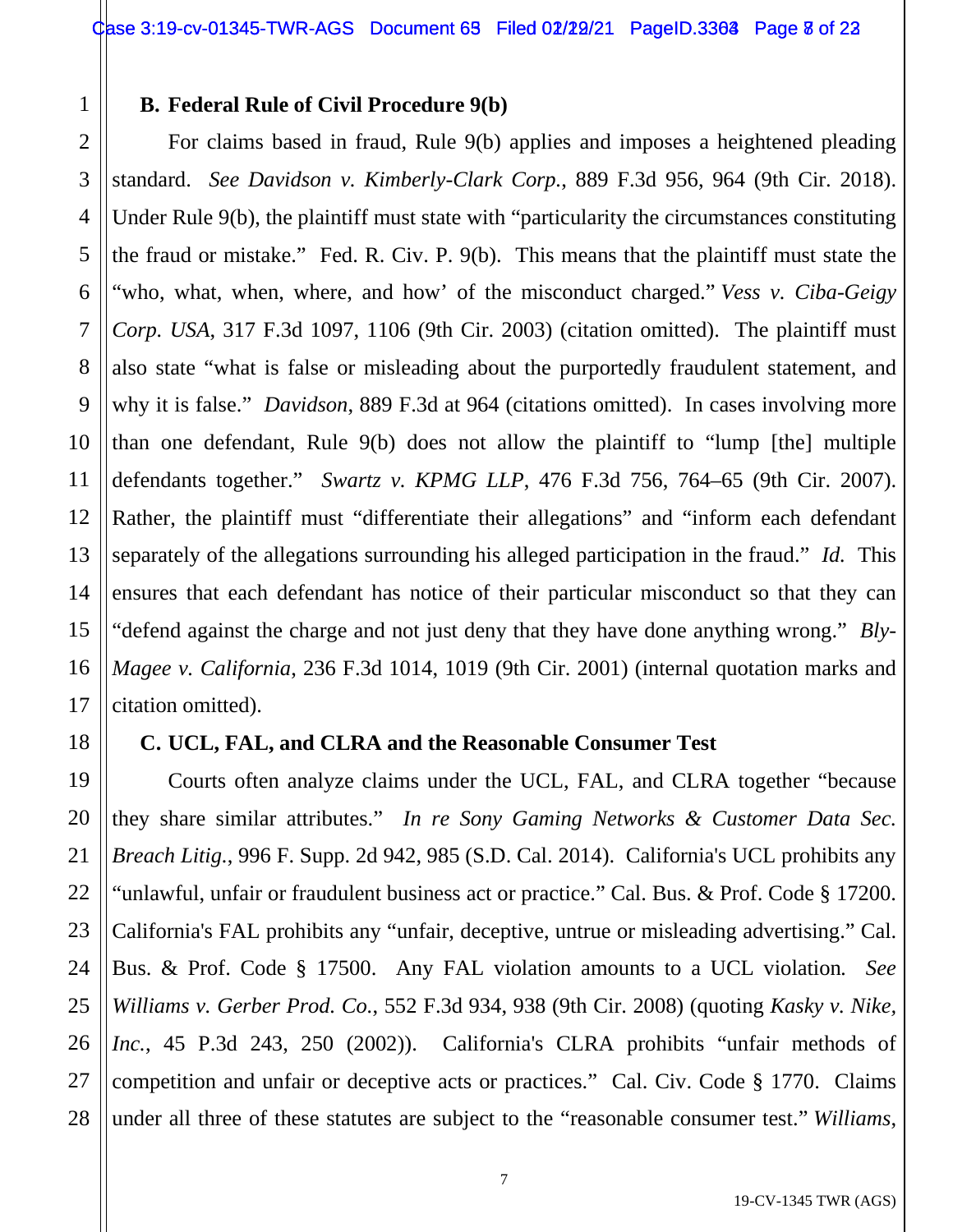### B. Federal Rule of Civil Procedure 9(b)

For claims based in fraud, Rule 9(b) applies and imposes a heightened pleading standard. *See Davidson v. Kimberly-Clark Corp.*, 889 F.3d 956, 964 (9th Cir. 2018). Under Rule 9(b), the plaintiff must state with "particularity the circumstances constituting the fraud or mistake." Fed. R. Civ. P. 9(b). This means that the plaintiff must state the "who, what, when, where, and how' of the misconduct charged." *Vess v. Ciba-Geigy Corp. USA*, 317 F.3d 1097, 1106 (9th Cir. 2003) (citation omitted). The plaintiff must also state "what is false or misleading about the purportedly fraudulent statement, and why it is false." *Davidson*, 889 F.3d at 964 (citations omitted). In cases involving more than one defendant, Rule 9(b) does not allow the plaintiff to "lump [the] multiple defendants together." *Swartz v. KPMG LLP*, 476 F.3d 756, 764–65 (9th Cir. 2007). Rather, the plaintiff must "differentiate their allegations" and "inform each defendant separately of the allegations surrounding his alleged participation in the fraud." *Id.* This ensures that each defendant has notice of their particular misconduct so that they can "defend against the charge and not just deny that they have done anything wrong." *Bly-Magee v. California*, 236 F.3d 1014, 1019 (9th Cir. 2001) (internal quotation marks and citation omitted).

### C. UCL, FAL, and CLRA and the Reasonable Consumer Test

Courts often analyze claims under the UCL, FAL, and CLRA together "because they share similar attributes." *In re Sony Gaming Networks & Customer Data Sec. Breach Litig.*, 996 F. Supp. 2d 942, 985 (S.D. Cal. 2014). California's UCL prohibits any "unlawful, unfair or fraudulent business act or practice." Cal. Bus. & Prof. Code § 17200. California's FAL prohibits any "unfair, deceptive, untrue or misleading advertising." Cal. Bus. & Prof. Code § 17500. Any FAL violation amounts to a UCL violation. *See Williams v. Gerber Prod. Co.*, 552 F.3d 934, 938 (9th Cir. 2008) (quoting *Kasky v. Nike, Inc.*, 45 P.3d 243, 250 (2002)). California's CLRA prohibits "unfair methods of competition and unfair or deceptive acts or practices." Cal. Civ. Code § 1770. Claims under all three of these statutes are subject to the "reasonable consumer test." *Williams*,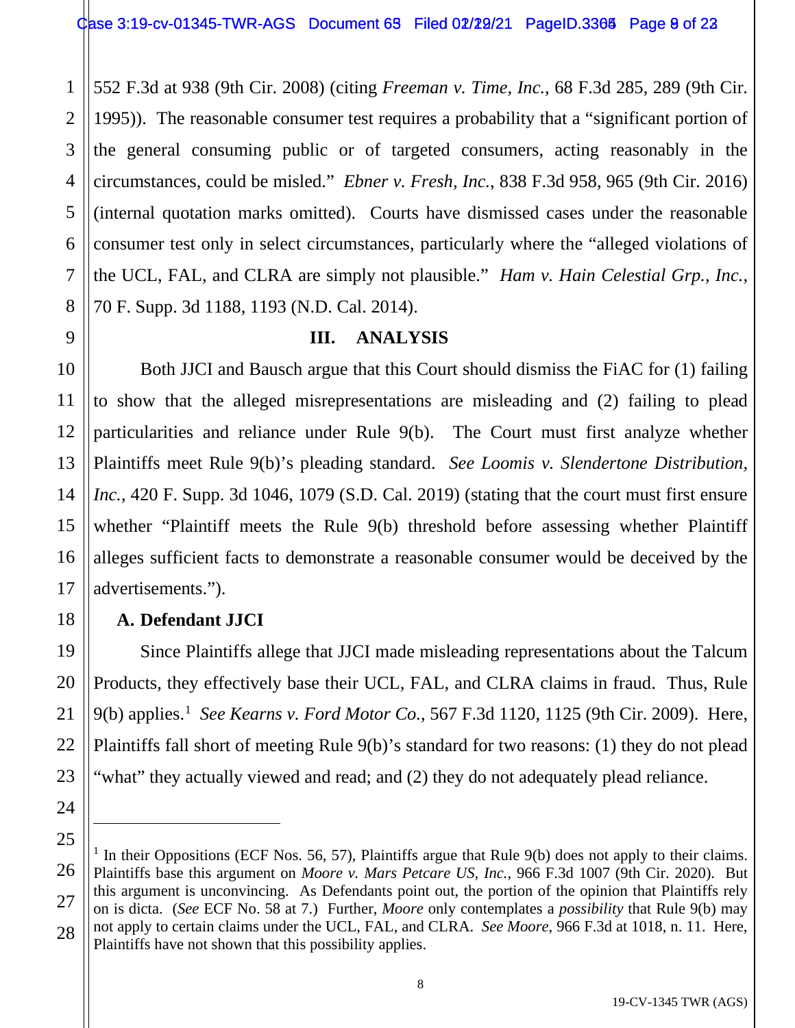552 F.3d at 938 (9th Cir. 2008) (citing *Freeman v. Time, Inc.*, 68 F.3d 285, 289 (9th Cir. 1995)). The reasonable consumer test requires a probability that a "significant portion of the general consuming public or of targeted consumers, acting reasonably in the circumstances, could be misled." *Ebner v. Fresh, Inc.*, 838 F.3d 958, 965 (9th Cir. 2016) (internal quotation marks omitted). Courts have dismissed cases under the reasonable consumer test only in select circumstances, particularly where the "alleged violations of the UCL, FAL, and CLRA are simply not plausible." *Ham v. Hain Celestial Grp., Inc.*, 70 F. Supp. 3d 1188, 1193 (N.D. Cal. 2014).

## III. ANALYSIS

Both JJCI and Bausch argue that this Court should dismiss the FiAC for (1) failing to show that the alleged misrepresentations are misleading and (2) failing to plead particularities and reliance under Rule 9(b). The Court must first analyze whether Plaintiffs meet Rule 9(b)'s pleading standard. *See Loomis v. Slendertone Distribution, Inc.*, 420 F. Supp. 3d 1046, 1079 (S.D. Cal. 2019) (stating that the court must first ensure whether "Plaintiff meets the Rule 9(b) threshold before assessing whether Plaintiff alleges sufficient facts to demonstrate a reasonable consumer would be deceived by the advertisements.").

### A. Defendant JJCI

Since Plaintiffs allege that JJCI made misleading representations about the Talcum Products, they effectively base their UCL, FAL, and CLRA claims in fraud. Thus, Rule 9(b) applies.[1] *See Kearns v. Ford Motor Co.*, 567 F.3d 1120, 1125 (9th Cir. 2009). Here, Plaintiffs fall short of meeting Rule 9(b)'s standard for two reasons: (1) they do not plead "what" they actually viewed and read; and (2) they do not adequately plead reliance.

---

[1] In their Oppositions (ECF Nos. 56, 57), Plaintiffs argue that Rule 9(b) does not apply to their claims. Plaintiffs base this argument on *Moore v. Mars Petcare US, Inc.*, 966 F.3d 1007 (9th Cir. 2020). But this argument is unconvincing. As Defendants point out, the portion of the opinion that Plaintiffs rely on is dicta. (*See* ECF No. 58 at 7.) Further, *Moore* only contemplates a *possibility* that Rule 9(b) may not apply to certain claims under the UCL, FAL, and CLRA. *See Moore*, 966 F.3d at 1018, n. 11. Here, Plaintiffs have not shown that this possibility applies.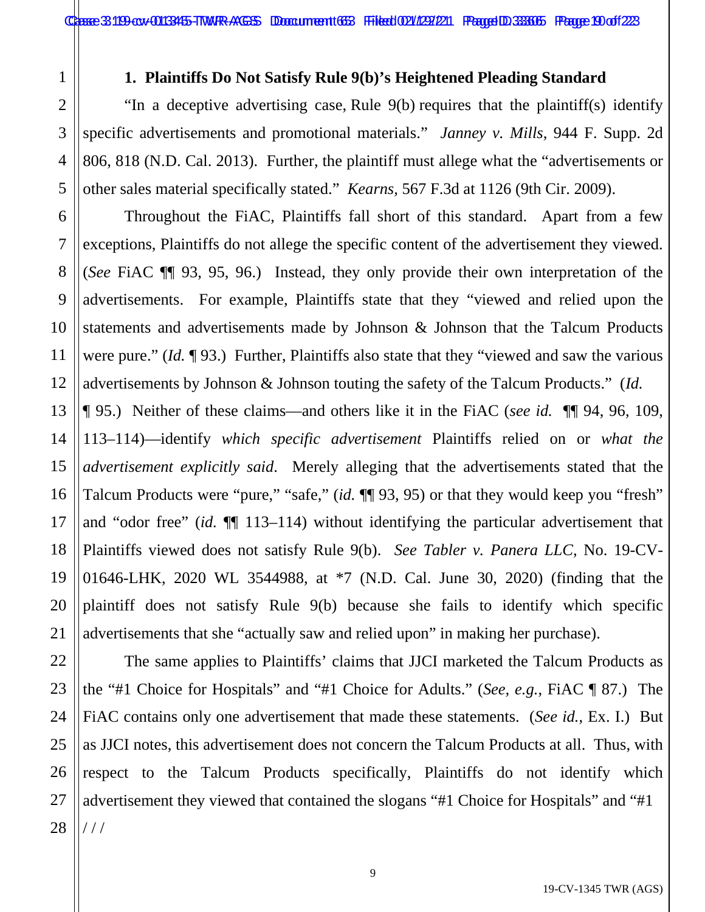### 1. Plaintiffs Do Not Satisfy Rule 9(b)'s Heightened Pleading Standard

"In a deceptive advertising case, Rule 9(b) requires that the plaintiff(s) identify specific advertisements and promotional materials." *Janney v. Mills*, 944 F. Supp. 2d 806, 818 (N.D. Cal. 2013). Further, the plaintiff must allege what the "advertisements or other sales material specifically stated." *Kearns*, 567 F.3d at 1126 (9th Cir. 2009).

Throughout the FiAC, Plaintiffs fall short of this standard. Apart from a few exceptions, Plaintiffs do not allege the specific content of the advertisement they viewed. (*See* FiAC ¶¶ 93, 95, 96.) Instead, they only provide their own interpretation of the advertisements. For example, Plaintiffs state that they "viewed and relied upon the statements and advertisements made by Johnson & Johnson that the Talcum Products were pure." (*Id.* ¶ 93.) Further, Plaintiffs also state that they "viewed and saw the various advertisements by Johnson & Johnson touting the safety of the Talcum Products." (*Id.* ¶ 95.) Neither of these claims—and others like it in the FiAC (*see id.* ¶¶ 94, 96, 109, 113–114)—identify *which specific advertisement* Plaintiffs relied on or *what the advertisement explicitly said*. Merely alleging that the advertisements stated that the Talcum Products were "pure," "safe," (*id.* ¶¶ 93, 95) or that they would keep you "fresh" and "odor free" (*id.* ¶¶ 113–114) without identifying the particular advertisement that Plaintiffs viewed does not satisfy Rule 9(b). *See Tabler v. Panera LLC*, No. 19-CV-01646-LHK, 2020 WL 3544988, at *7 (N.D. Cal. June 30, 2020) (finding that the plaintiff does not satisfy Rule 9(b) because she fails to identify which specific advertisements that she "actually saw and relied upon" in making her purchase).

The same applies to Plaintiffs' claims that JJCI marketed the Talcum Products as the "#1 Choice for Hospitals" and "#1 Choice for Adults." (*See, e.g.*, FiAC ¶ 87.) The FiAC contains only one advertisement that made these statements. (*See id.*, Ex. I.) But as JJCI notes, this advertisement does not concern the Talcum Products at all. Thus, with respect to the Talcum Products specifically, Plaintiffs do not identify which advertisement they viewed that contained the slogans "#1 Choice for Hospitals" and "#1

/ / /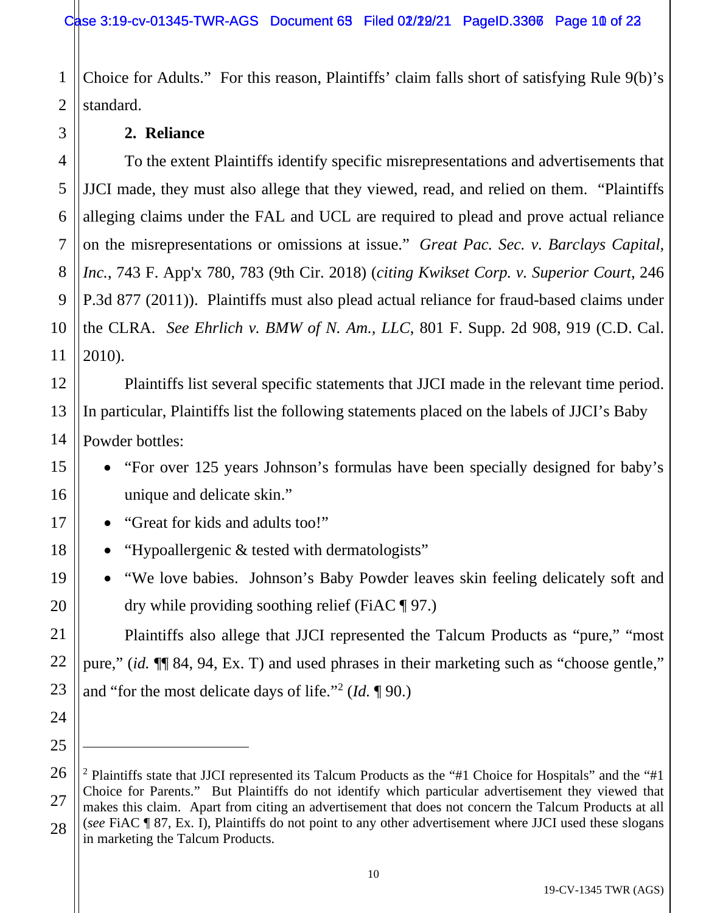Choice for Adults." For this reason, Plaintiffs' claim falls short of satisfying Rule 9(b)'s standard.

**2. Reliance**

To the extent Plaintiffs identify specific misrepresentations and advertisements that JJCI made, they must also allege that they viewed, read, and relied on them. "Plaintiffs alleging claims under the FAL and UCL are required to plead and prove actual reliance on the misrepresentations or omissions at issue." *Great Pac. Sec. v. Barclays Capital, Inc.*, 743 F. App'x 780, 783 (9th Cir. 2018) (*citing Kwikset Corp. v. Superior Court*, 246 P.3d 877 (2011)). Plaintiffs must also plead actual reliance for fraud-based claims under the CLRA. *See Ehrlich v. BMW of N. Am., LLC*, 801 F. Supp. 2d 908, 919 (C.D. Cal. 2010).

Plaintiffs list several specific statements that JJCI made in the relevant time period. In particular, Plaintiffs list the following statements placed on the labels of JJCI's Baby Powder bottles:

- "For over 125 years Johnson's formulas have been specially designed for baby's unique and delicate skin."
- "Great for kids and adults too!"
- "Hypoallergenic & tested with dermatologists"
- "We love babies. Johnson's Baby Powder leaves skin feeling delicately soft and dry while providing soothing relief (FiAC ¶ 97.)

Plaintiffs also allege that JJCI represented the Talcum Products as "pure," "most pure," (*id.* ¶¶ 84, 94, Ex. T) and used phrases in their marketing such as "choose gentle," and "for the most delicate days of life."[2] (*Id.* ¶ 90.)

---

[2] Plaintiffs state that JJCI represented its Talcum Products as the "#1 Choice for Hospitals" and the "#1 Choice for Parents." But Plaintiffs do not identify which particular advertisement they viewed that makes this claim. Apart from citing an advertisement that does not concern the Talcum Products at all (*see* FiAC ¶ 87, Ex. I), Plaintiffs do not point to any other advertisement where JJCI used these slogans in marketing the Talcum Products.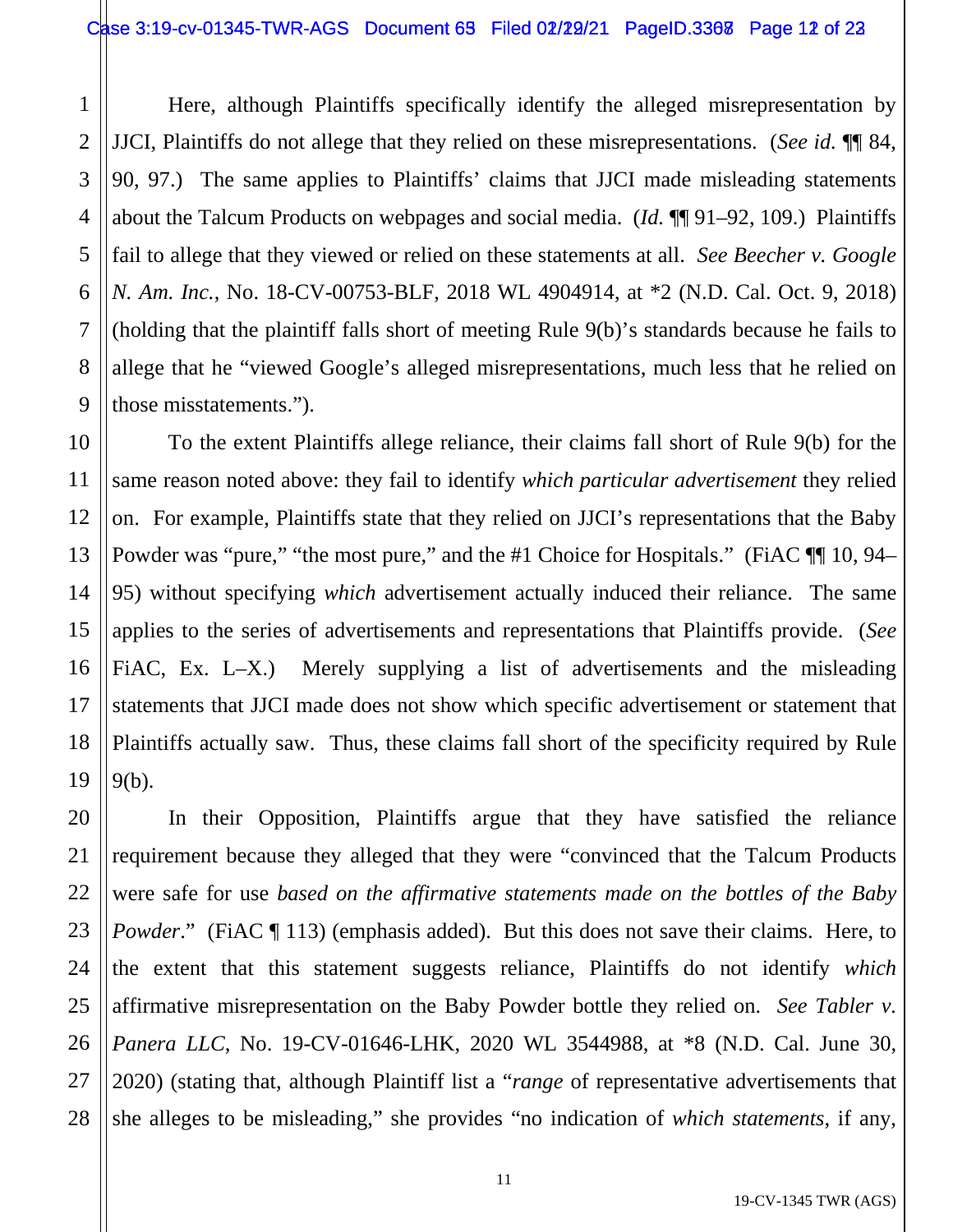Here, although Plaintiffs specifically identify the alleged misrepresentation by JJCI, Plaintiffs do not allege that they relied on these misrepresentations. (*See id.* ¶¶ 84, 90, 97.) The same applies to Plaintiffs' claims that JJCI made misleading statements about the Talcum Products on webpages and social media. (*Id.* ¶¶ 91–92, 109.) Plaintiffs fail to allege that they viewed or relied on these statements at all. *See Beecher v. Google N. Am. Inc.*, No. 18-CV-00753-BLF, 2018 WL 4904914, at *2 (N.D. Cal. Oct. 9, 2018) (holding that the plaintiff falls short of meeting Rule 9(b)'s standards because he fails to allege that he "viewed Google's alleged misrepresentations, much less that he relied on those misstatements.").

To the extent Plaintiffs allege reliance, their claims fall short of Rule 9(b) for the same reason noted above: they fail to identify *which particular advertisement* they relied on. For example, Plaintiffs state that they relied on JJCI's representations that the Baby Powder was "pure," "the most pure," and the #1 Choice for Hospitals." (FiAC ¶¶ 10, 94–95) without specifying *which* advertisement actually induced their reliance. The same applies to the series of advertisements and representations that Plaintiffs provide. (*See* FiAC, Ex. L–X.) Merely supplying a list of advertisements and the misleading statements that JJCI made does not show which specific advertisement or statement that Plaintiffs actually saw. Thus, these claims fall short of the specificity required by Rule 9(b).

In their Opposition, Plaintiffs argue that they have satisfied the reliance requirement because they alleged that they were "convinced that the Talcum Products were safe for use *based on the affirmative statements made on the bottles of the Baby Powder*." (FiAC ¶ 113) (emphasis added). But this does not save their claims. Here, to the extent that this statement suggests reliance, Plaintiffs do not identify *which* affirmative misrepresentation on the Baby Powder bottle they relied on. *See Tabler v. Panera LLC*, No. 19-CV-01646-LHK, 2020 WL 3544988, at *8 (N.D. Cal. June 30, 2020) (stating that, although Plaintiff list a "*range* of representative advertisements that she alleges to be misleading," she provides "no indication of *which statements*, if any,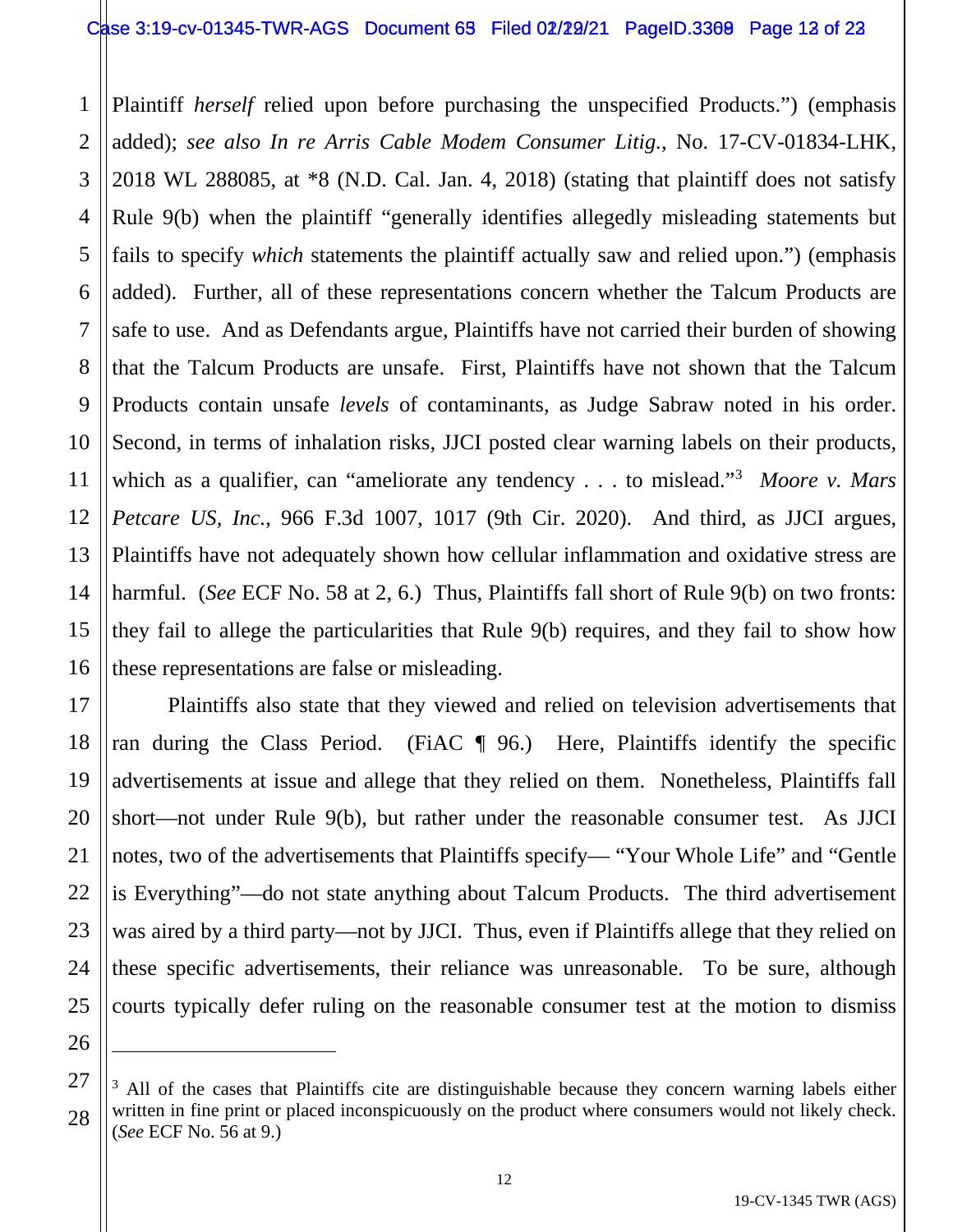Plaintiff *herself* relied upon before purchasing the unspecified Products.") (emphasis added); *see also In re Arris Cable Modem Consumer Litig.*, No. 17-CV-01834-LHK, 2018 WL 288085, at *8 (N.D. Cal. Jan. 4, 2018) (stating that plaintiff does not satisfy Rule 9(b) when the plaintiff "generally identifies allegedly misleading statements but fails to specify *which* statements the plaintiff actually saw and relied upon.") (emphasis added). Further, all of these representations concern whether the Talcum Products are safe to use. And as Defendants argue, Plaintiffs have not carried their burden of showing that the Talcum Products are unsafe. First, Plaintiffs have not shown that the Talcum Products contain unsafe *levels* of contaminants, as Judge Sabraw noted in his order. Second, in terms of inhalation risks, JJCI posted clear warning labels on their products, which as a qualifier, can "ameliorate any tendency . . . to mislead."[3] *Moore v. Mars Petcare US, Inc.*, 966 F.3d 1007, 1017 (9th Cir. 2020). And third, as JJCI argues, Plaintiffs have not adequately shown how cellular inflammation and oxidative stress are harmful. (*See* ECF No. 58 at 2, 6.) Thus, Plaintiffs fall short of Rule 9(b) on two fronts: they fail to allege the particularities that Rule 9(b) requires, and they fail to show how these representations are false or misleading.

Plaintiffs also state that they viewed and relied on television advertisements that ran during the Class Period. (FiAC ¶ 96.) Here, Plaintiffs identify the specific advertisements at issue and allege that they relied on them. Nonetheless, Plaintiffs fall short—not under Rule 9(b), but rather under the reasonable consumer test. As JJCI notes, two of the advertisements that Plaintiffs specify— "Your Whole Life" and "Gentle is Everything"—do not state anything about Talcum Products. The third advertisement was aired by a third party—not by JJCI. Thus, even if Plaintiffs allege that they relied on these specific advertisements, their reliance was unreasonable. To be sure, although courts typically defer ruling on the reasonable consumer test at the motion to dismiss

---

[3] All of the cases that Plaintiffs cite are distinguishable because they concern warning labels either written in fine print or placed inconspicuously on the product where consumers would not likely check. (*See* ECF No. 56 at 9.)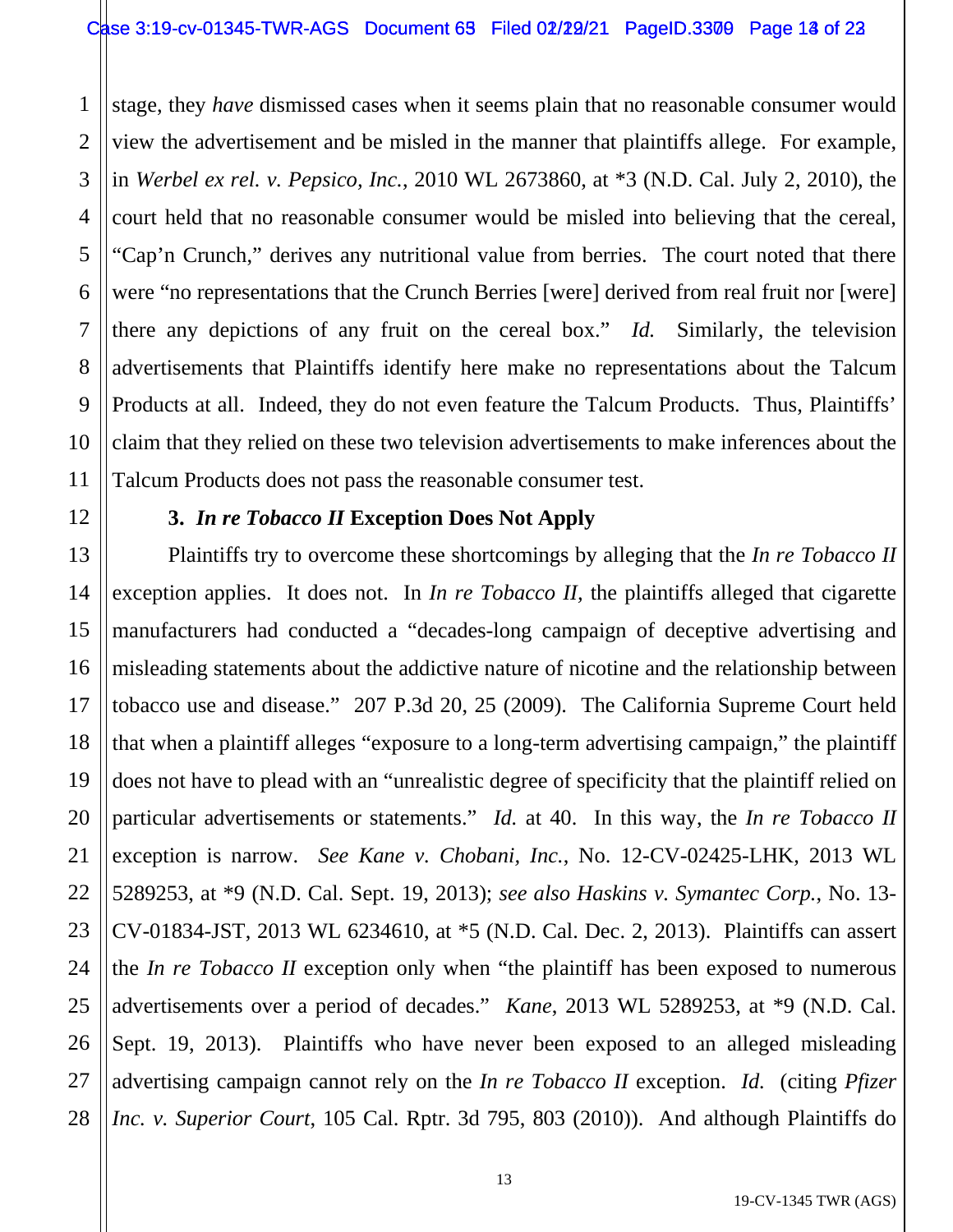stage, they *have* dismissed cases when it seems plain that no reasonable consumer would view the advertisement and be misled in the manner that plaintiffs allege. For example, in *Werbel ex rel. v. Pepsico, Inc.*, 2010 WL 2673860, at *3 (N.D. Cal. July 2, 2010), the court held that no reasonable consumer would be misled into believing that the cereal, "Cap'n Crunch," derives any nutritional value from berries. The court noted that there were "no representations that the Crunch Berries [were] derived from real fruit nor [were] there any depictions of any fruit on the cereal box." *Id.* Similarly, the television advertisements that Plaintiffs identify here make no representations about the Talcum Products at all. Indeed, they do not even feature the Talcum Products. Thus, Plaintiffs' claim that they relied on these two television advertisements to make inferences about the Talcum Products does not pass the reasonable consumer test.

**3. *In re Tobacco II* Exception Does Not Apply**

Plaintiffs try to overcome these shortcomings by alleging that the *In re Tobacco II* exception applies. It does not. In *In re Tobacco II*, the plaintiffs alleged that cigarette manufacturers had conducted a "decades-long campaign of deceptive advertising and misleading statements about the addictive nature of nicotine and the relationship between tobacco use and disease." 207 P.3d 20, 25 (2009). The California Supreme Court held that when a plaintiff alleges "exposure to a long-term advertising campaign," the plaintiff does not have to plead with an "unrealistic degree of specificity that the plaintiff relied on particular advertisements or statements." *Id.* at 40. In this way, the *In re Tobacco II* exception is narrow. *See Kane v. Chobani, Inc.*, No. 12-CV-02425-LHK, 2013 WL 5289253, at *9 (N.D. Cal. Sept. 19, 2013); *see also Haskins v. Symantec Corp.*, No. 13-CV-01834-JST, 2013 WL 6234610, at *5 (N.D. Cal. Dec. 2, 2013). Plaintiffs can assert the *In re Tobacco II* exception only when "the plaintiff has been exposed to numerous advertisements over a period of decades." *Kane*, 2013 WL 5289253, at *9 (N.D. Cal. Sept. 19, 2013). Plaintiffs who have never been exposed to an alleged misleading advertising campaign cannot rely on the *In re Tobacco II* exception. *Id.* (citing *Pfizer Inc. v. Superior Court*, 105 Cal. Rptr. 3d 795, 803 (2010)). And although Plaintiffs do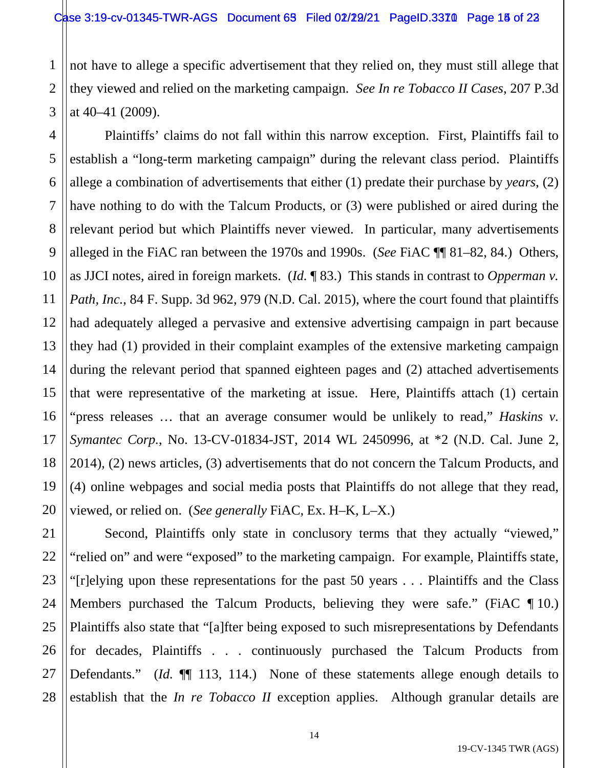not have to allege a specific advertisement that they relied on, they must still allege that they viewed and relied on the marketing campaign. *See In re Tobacco II Cases*, 207 P.3d at 40–41 (2009).

Plaintiffs' claims do not fall within this narrow exception. First, Plaintiffs fail to establish a "long-term marketing campaign" during the relevant class period. Plaintiffs allege a combination of advertisements that either (1) predate their purchase by *years*, (2) have nothing to do with the Talcum Products, or (3) were published or aired during the relevant period but which Plaintiffs never viewed. In particular, many advertisements alleged in the FiAC ran between the 1970s and 1990s. (*See* FiAC ¶¶ 81–82, 84.) Others, as JJCI notes, aired in foreign markets. (*Id.* ¶ 83.) This stands in contrast to *Opperman v. Path, Inc.*, 84 F. Supp. 3d 962, 979 (N.D. Cal. 2015), where the court found that plaintiffs had adequately alleged a pervasive and extensive advertising campaign in part because they had (1) provided in their complaint examples of the extensive marketing campaign during the relevant period that spanned eighteen pages and (2) attached advertisements that were representative of the marketing at issue. Here, Plaintiffs attach (1) certain "press releases … that an average consumer would be unlikely to read," *Haskins v. Symantec Corp.*, No. 13-CV-01834-JST, 2014 WL 2450996, at *2 (N.D. Cal. June 2, 2014), (2) news articles, (3) advertisements that do not concern the Talcum Products, and (4) online webpages and social media posts that Plaintiffs do not allege that they read, viewed, or relied on. (*See generally* FiAC, Ex. H–K, L–X.)

Second, Plaintiffs only state in conclusory terms that they actually "viewed," "relied on" and were "exposed" to the marketing campaign. For example, Plaintiffs state, "[r]elying upon these representations for the past 50 years . . . Plaintiffs and the Class Members purchased the Talcum Products, believing they were safe." (FiAC ¶ 10.) Plaintiffs also state that "[a]fter being exposed to such misrepresentations by Defendants for decades, Plaintiffs . . . continuously purchased the Talcum Products from Defendants." (*Id.* ¶¶ 113, 114.) None of these statements allege enough details to establish that the *In re Tobacco II* exception applies. Although granular details are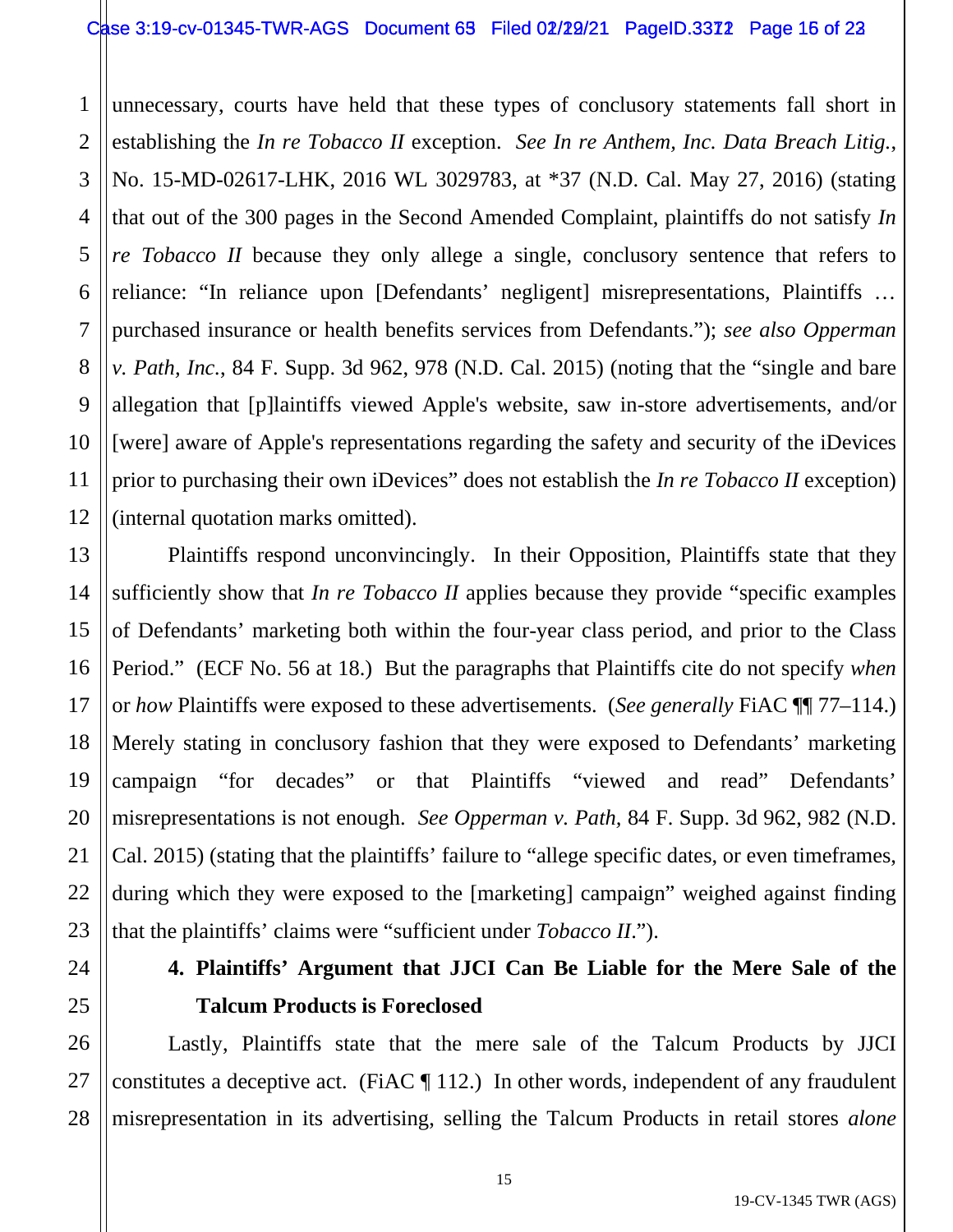unnecessary, courts have held that these types of conclusory statements fall short in establishing the *In re Tobacco II* exception. *See In re Anthem, Inc. Data Breach Litig.*, No. 15-MD-02617-LHK, 2016 WL 3029783, at *37 (N.D. Cal. May 27, 2016) (stating that out of the 300 pages in the Second Amended Complaint, plaintiffs do not satisfy *In re Tobacco II* because they only allege a single, conclusory sentence that refers to reliance: "In reliance upon [Defendants' negligent] misrepresentations, Plaintiffs … purchased insurance or health benefits services from Defendants."); *see also Opperman v. Path, Inc.*, 84 F. Supp. 3d 962, 978 (N.D. Cal. 2015) (noting that the "single and bare allegation that [p]laintiffs viewed Apple's website, saw in-store advertisements, and/or [were] aware of Apple's representations regarding the safety and security of the iDevices prior to purchasing their own iDevices" does not establish the *In re Tobacco II* exception) (internal quotation marks omitted).

Plaintiffs respond unconvincingly. In their Opposition, Plaintiffs state that they sufficiently show that *In re Tobacco II* applies because they provide "specific examples of Defendants' marketing both within the four-year class period, and prior to the Class Period." (ECF No. 56 at 18.) But the paragraphs that Plaintiffs cite do not specify *when* or *how* Plaintiffs were exposed to these advertisements. (*See generally* FiAC ¶¶ 77–114.) Merely stating in conclusory fashion that they were exposed to Defendants' marketing campaign "for decades" or that Plaintiffs "viewed and read" Defendants' misrepresentations is not enough. *See Opperman v. Path,* 84 F. Supp. 3d 962, 982 (N.D. Cal. 2015) (stating that the plaintiffs' failure to "allege specific dates, or even timeframes, during which they were exposed to the [marketing] campaign" weighed against finding that the plaintiffs' claims were "sufficient under *Tobacco II*.").

**4. Plaintiffs' Argument that JJCI Can Be Liable for the Mere Sale of the Talcum Products is Foreclosed**

Lastly, Plaintiffs state that the mere sale of the Talcum Products by JJCI constitutes a deceptive act. (FiAC ¶ 112.) In other words, independent of any fraudulent misrepresentation in its advertising, selling the Talcum Products in retail stores *alone*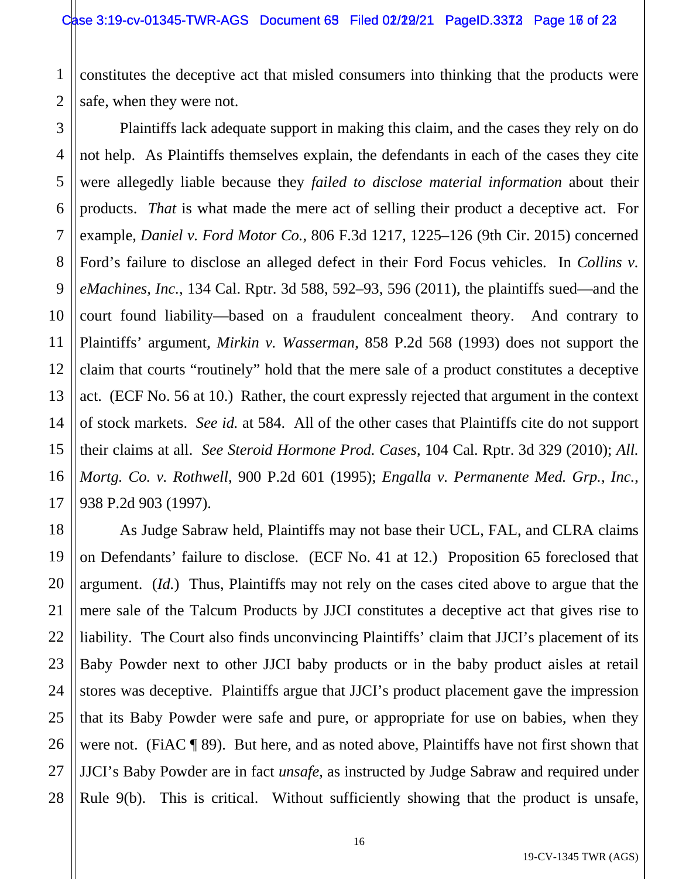constitutes the deceptive act that misled consumers into thinking that the products were safe, when they were not.

Plaintiffs lack adequate support in making this claim, and the cases they rely on do not help. As Plaintiffs themselves explain, the defendants in each of the cases they cite were allegedly liable because they *failed to disclose material information* about their products. *That* is what made the mere act of selling their product a deceptive act. For example, *Daniel v. Ford Motor Co.*, 806 F.3d 1217, 1225–126 (9th Cir. 2015) concerned Ford's failure to disclose an alleged defect in their Ford Focus vehicles. In *Collins v. eMachines, Inc.*, 134 Cal. Rptr. 3d 588, 592–93, 596 (2011), the plaintiffs sued—and the court found liability—based on a fraudulent concealment theory. And contrary to Plaintiffs' argument, *Mirkin v. Wasserman*, 858 P.2d 568 (1993) does not support the claim that courts "routinely" hold that the mere sale of a product constitutes a deceptive act. (ECF No. 56 at 10.) Rather, the court expressly rejected that argument in the context of stock markets. *See id.* at 584. All of the other cases that Plaintiffs cite do not support their claims at all. *See Steroid Hormone Prod. Cases*, 104 Cal. Rptr. 3d 329 (2010); *All. Mortg. Co. v. Rothwell*, 900 P.2d 601 (1995); *Engalla v. Permanente Med. Grp., Inc.*, 938 P.2d 903 (1997).

As Judge Sabraw held, Plaintiffs may not base their UCL, FAL, and CLRA claims on Defendants' failure to disclose. (ECF No. 41 at 12.) Proposition 65 foreclosed that argument. (*Id.*) Thus, Plaintiffs may not rely on the cases cited above to argue that the mere sale of the Talcum Products by JJCI constitutes a deceptive act that gives rise to liability. The Court also finds unconvincing Plaintiffs' claim that JJCI's placement of its Baby Powder next to other JJCI baby products or in the baby product aisles at retail stores was deceptive. Plaintiffs argue that JJCI's product placement gave the impression that its Baby Powder were safe and pure, or appropriate for use on babies, when they were not. (FiAC ¶ 89). But here, and as noted above, Plaintiffs have not first shown that JJCI's Baby Powder are in fact *unsafe*, as instructed by Judge Sabraw and required under Rule 9(b). This is critical. Without sufficiently showing that the product is unsafe,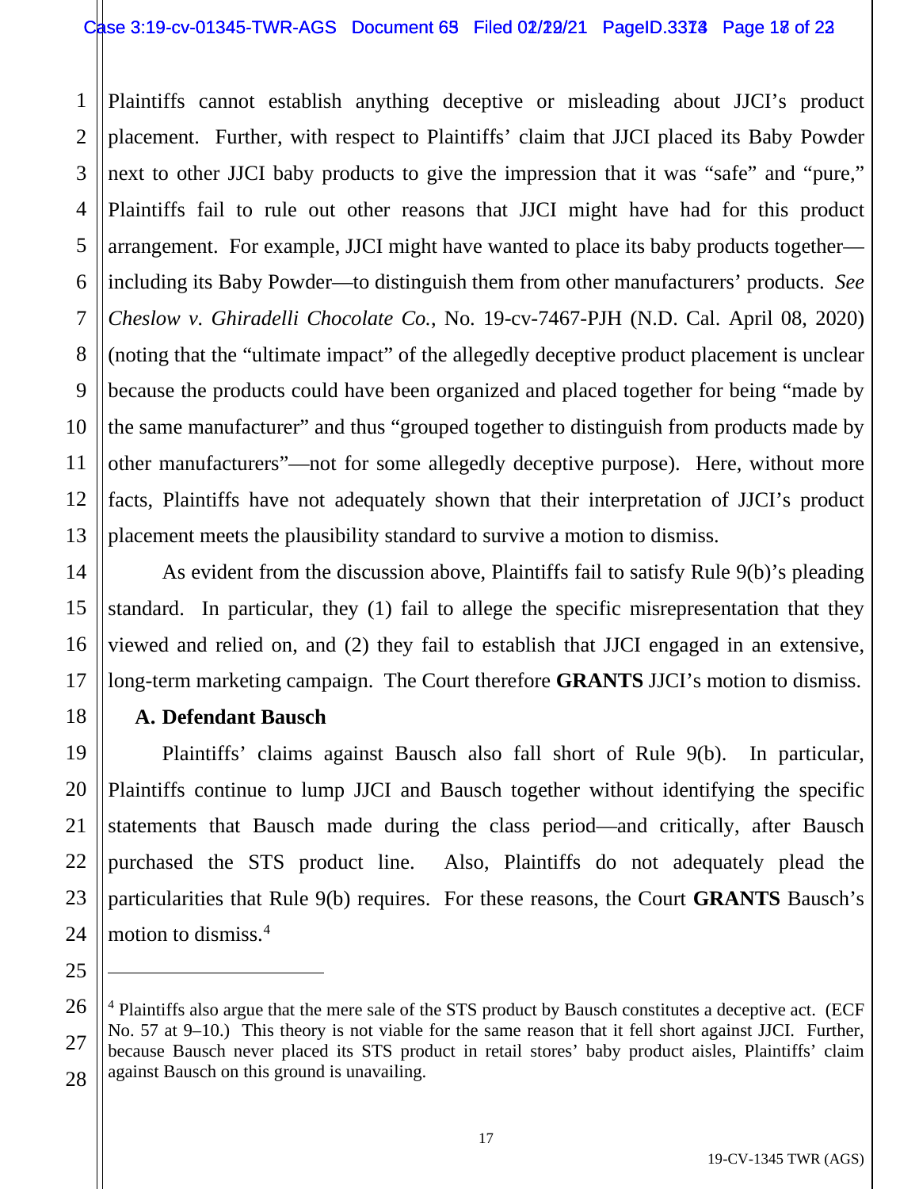Plaintiffs cannot establish anything deceptive or misleading about JJCI's product placement. Further, with respect to Plaintiffs' claim that JJCI placed its Baby Powder next to other JJCI baby products to give the impression that it was "safe" and "pure," Plaintiffs fail to rule out other reasons that JJCI might have had for this product arrangement. For example, JJCI might have wanted to place its baby products together—including its Baby Powder—to distinguish them from other manufacturers' products. *See Cheslow v. Ghiradelli Chocolate Co.*, No. 19-cv-7467-PJH (N.D. Cal. April 08, 2020) (noting that the "ultimate impact" of the allegedly deceptive product placement is unclear because the products could have been organized and placed together for being "made by the same manufacturer" and thus "grouped together to distinguish from products made by other manufacturers"—not for some allegedly deceptive purpose). Here, without more facts, Plaintiffs have not adequately shown that their interpretation of JJCI's product placement meets the plausibility standard to survive a motion to dismiss.

As evident from the discussion above, Plaintiffs fail to satisfy Rule 9(b)'s pleading standard. In particular, they (1) fail to allege the specific misrepresentation that they viewed and relied on, and (2) they fail to establish that JJCI engaged in an extensive, long-term marketing campaign. The Court therefore **GRANTS** JJCI's motion to dismiss.

**A. Defendant Bausch**

Plaintiffs' claims against Bausch also fall short of Rule 9(b). In particular, Plaintiffs continue to lump JJCI and Bausch together without identifying the specific statements that Bausch made during the class period—and critically, after Bausch purchased the STS product line. Also, Plaintiffs do not adequately plead the particularities that Rule 9(b) requires. For these reasons, the Court **GRANTS** Bausch's motion to dismiss.[4]

---

[4] Plaintiffs also argue that the mere sale of the STS product by Bausch constitutes a deceptive act. (ECF No. 57 at 9–10.) This theory is not viable for the same reason that it fell short against JJCI. Further, because Bausch never placed its STS product in retail stores' baby product aisles, Plaintiffs' claim against Bausch on this ground is unavailing.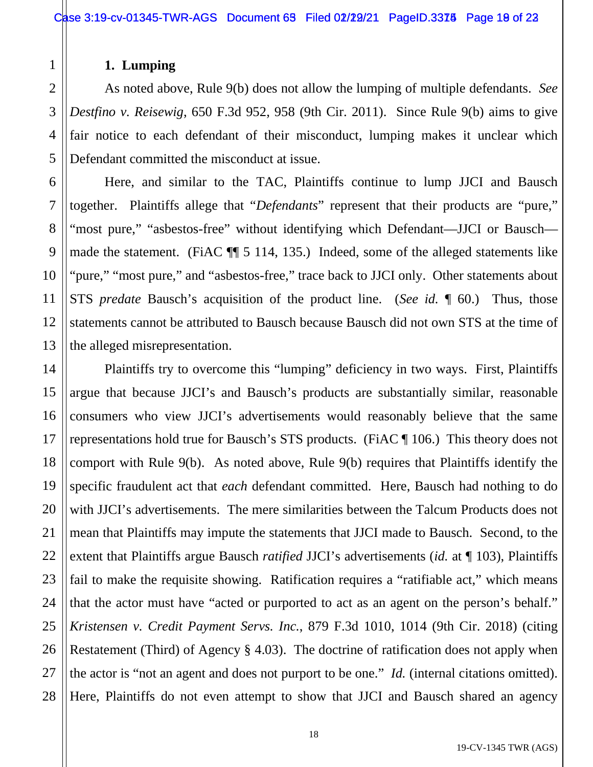**1. Lumping**

As noted above, Rule 9(b) does not allow the lumping of multiple defendants. *See Destfino v. Reisewig*, 650 F.3d 952, 958 (9th Cir. 2011). Since Rule 9(b) aims to give fair notice to each defendant of their misconduct, lumping makes it unclear which Defendant committed the misconduct at issue.

Here, and similar to the TAC, Plaintiffs continue to lump JJCI and Bausch together. Plaintiffs allege that "*Defendants*" represent that their products are "pure," "most pure," "asbestos-free" without identifying which Defendant—JJCI or Bausch—made the statement. (FiAC ¶¶ 5 114, 135.) Indeed, some of the alleged statements like "pure," "most pure," and "asbestos-free," trace back to JJCI only. Other statements about STS *predate* Bausch's acquisition of the product line. (*See id.* ¶ 60.) Thus, those statements cannot be attributed to Bausch because Bausch did not own STS at the time of the alleged misrepresentation.

Plaintiffs try to overcome this "lumping" deficiency in two ways. First, Plaintiffs argue that because JJCI's and Bausch's products are substantially similar, reasonable consumers who view JJCI's advertisements would reasonably believe that the same representations hold true for Bausch's STS products. (FiAC ¶ 106.) This theory does not comport with Rule 9(b). As noted above, Rule 9(b) requires that Plaintiffs identify the specific fraudulent act that *each* defendant committed. Here, Bausch had nothing to do with JJCI's advertisements. The mere similarities between the Talcum Products does not mean that Plaintiffs may impute the statements that JJCI made to Bausch. Second, to the extent that Plaintiffs argue Bausch *ratified* JJCI's advertisements (*id.* at ¶ 103), Plaintiffs fail to make the requisite showing. Ratification requires a "ratifiable act," which means that the actor must have "acted or purported to act as an agent on the person's behalf." *Kristensen v. Credit Payment Servs. Inc.*, 879 F.3d 1010, 1014 (9th Cir. 2018) (citing Restatement (Third) of Agency § 4.03). The doctrine of ratification does not apply when the actor is "not an agent and does not purport to be one." *Id.* (internal citations omitted). Here, Plaintiffs do not even attempt to show that JJCI and Bausch shared an agency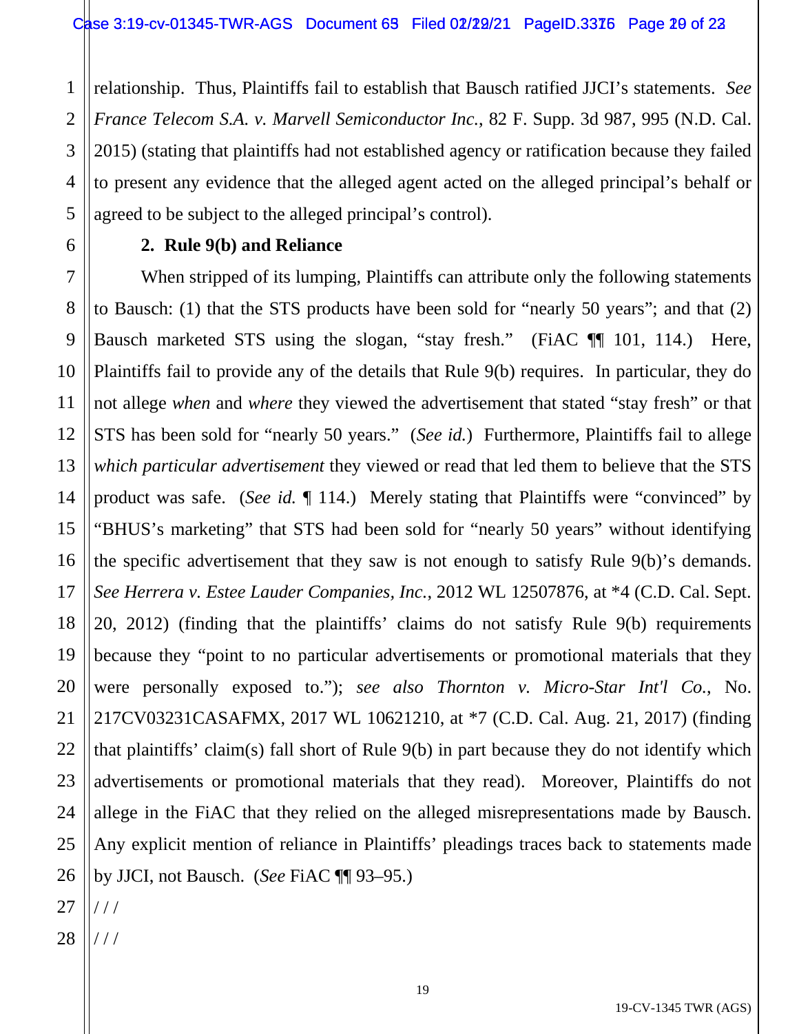relationship. Thus, Plaintiffs fail to establish that Bausch ratified JJCI's statements. *See France Telecom S.A. v. Marvell Semiconductor Inc.*, 82 F. Supp. 3d 987, 995 (N.D. Cal. 2015) (stating that plaintiffs had not established agency or ratification because they failed to present any evidence that the alleged agent acted on the alleged principal's behalf or agreed to be subject to the alleged principal's control).

**2. Rule 9(b) and Reliance**

When stripped of its lumping, Plaintiffs can attribute only the following statements to Bausch: (1) that the STS products have been sold for "nearly 50 years"; and that (2) Bausch marketed STS using the slogan, "stay fresh." (FiAC ¶¶ 101, 114.) Here, Plaintiffs fail to provide any of the details that Rule 9(b) requires. In particular, they do not allege *when* and *where* they viewed the advertisement that stated "stay fresh" or that STS has been sold for "nearly 50 years." (*See id.*) Furthermore, Plaintiffs fail to allege *which particular advertisement* they viewed or read that led them to believe that the STS product was safe. (*See id.* ¶ 114.) Merely stating that Plaintiffs were "convinced" by "BHUS's marketing" that STS had been sold for "nearly 50 years" without identifying the specific advertisement that they saw is not enough to satisfy Rule 9(b)'s demands. *See Herrera v. Estee Lauder Companies, Inc.*, 2012 WL 12507876, at *4 (C.D. Cal. Sept. 20, 2012) (finding that the plaintiffs' claims do not satisfy Rule 9(b) requirements because they "point to no particular advertisements or promotional materials that they were personally exposed to."); *see also Thornton v. Micro-Star Int'l Co.*, No. 217CV03231CASAFMX, 2017 WL 10621210, at *7 (C.D. Cal. Aug. 21, 2017) (finding that plaintiffs' claim(s) fall short of Rule 9(b) in part because they do not identify which advertisements or promotional materials that they read). Moreover, Plaintiffs do not allege in the FiAC that they relied on the alleged misrepresentations made by Bausch. Any explicit mention of reliance in Plaintiffs' pleadings traces back to statements made by JJCI, not Bausch. (*See* FiAC ¶¶ 93–95.)

/ / /

/ / /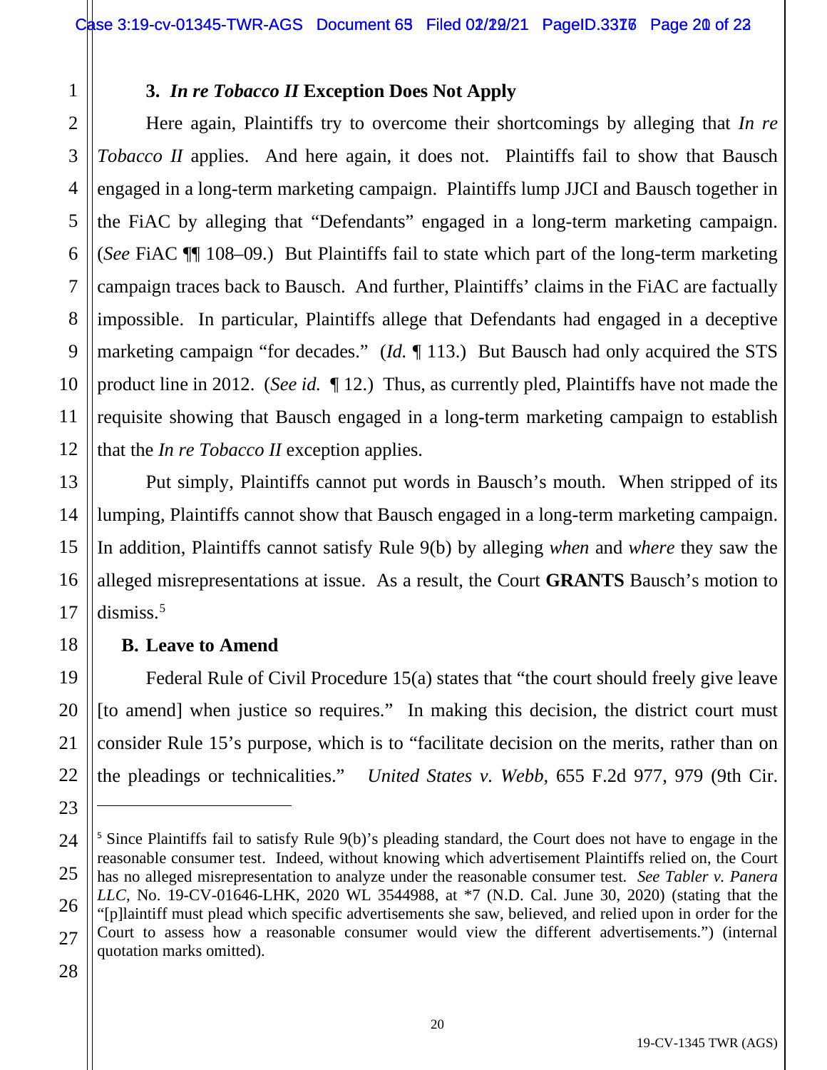### 3. *In re Tobacco II* Exception Does Not Apply

Here again, Plaintiffs try to overcome their shortcomings by alleging that *In re Tobacco II* applies. And here again, it does not. Plaintiffs fail to show that Bausch engaged in a long-term marketing campaign. Plaintiffs lump JJCI and Bausch together in the FiAC by alleging that "Defendants" engaged in a long-term marketing campaign. (*See* FiAC ¶¶ 108–09.) But Plaintiffs fail to state which part of the long-term marketing campaign traces back to Bausch. And further, Plaintiffs' claims in the FiAC are factually impossible. In particular, Plaintiffs allege that Defendants had engaged in a deceptive marketing campaign "for decades." (*Id.* ¶ 113.) But Bausch had only acquired the STS product line in 2012. (*See id.* ¶ 12.) Thus, as currently pled, Plaintiffs have not made the requisite showing that Bausch engaged in a long-term marketing campaign to establish that the *In re Tobacco II* exception applies.

Put simply, Plaintiffs cannot put words in Bausch's mouth. When stripped of its lumping, Plaintiffs cannot show that Bausch engaged in a long-term marketing campaign. In addition, Plaintiffs cannot satisfy Rule 9(b) by alleging *when* and *where* they saw the alleged misrepresentations at issue. As a result, the Court **GRANTS** Bausch's motion to dismiss.[5]

## B. Leave to Amend

Federal Rule of Civil Procedure 15(a) states that "the court should freely give leave [to amend] when justice so requires." In making this decision, the district court must consider Rule 15's purpose, which is to "facilitate decision on the merits, rather than on the pleadings or technicalities." *United States v. Webb*, 655 F.2d 977, 979 (9th Cir.

---

[5] Since Plaintiffs fail to satisfy Rule 9(b)'s pleading standard, the Court does not have to engage in the reasonable consumer test. Indeed, without knowing which advertisement Plaintiffs relied on, the Court has no alleged misrepresentation to analyze under the reasonable consumer test. *See Tabler v. Panera LLC*, No. 19-CV-01646-LHK, 2020 WL 3544988, at *7 (N.D. Cal. June 30, 2020) (stating that the "[p]laintiff must plead which specific advertisements she saw, believed, and relied upon in order for the Court to assess how a reasonable consumer would view the different advertisements.") (internal quotation marks omitted).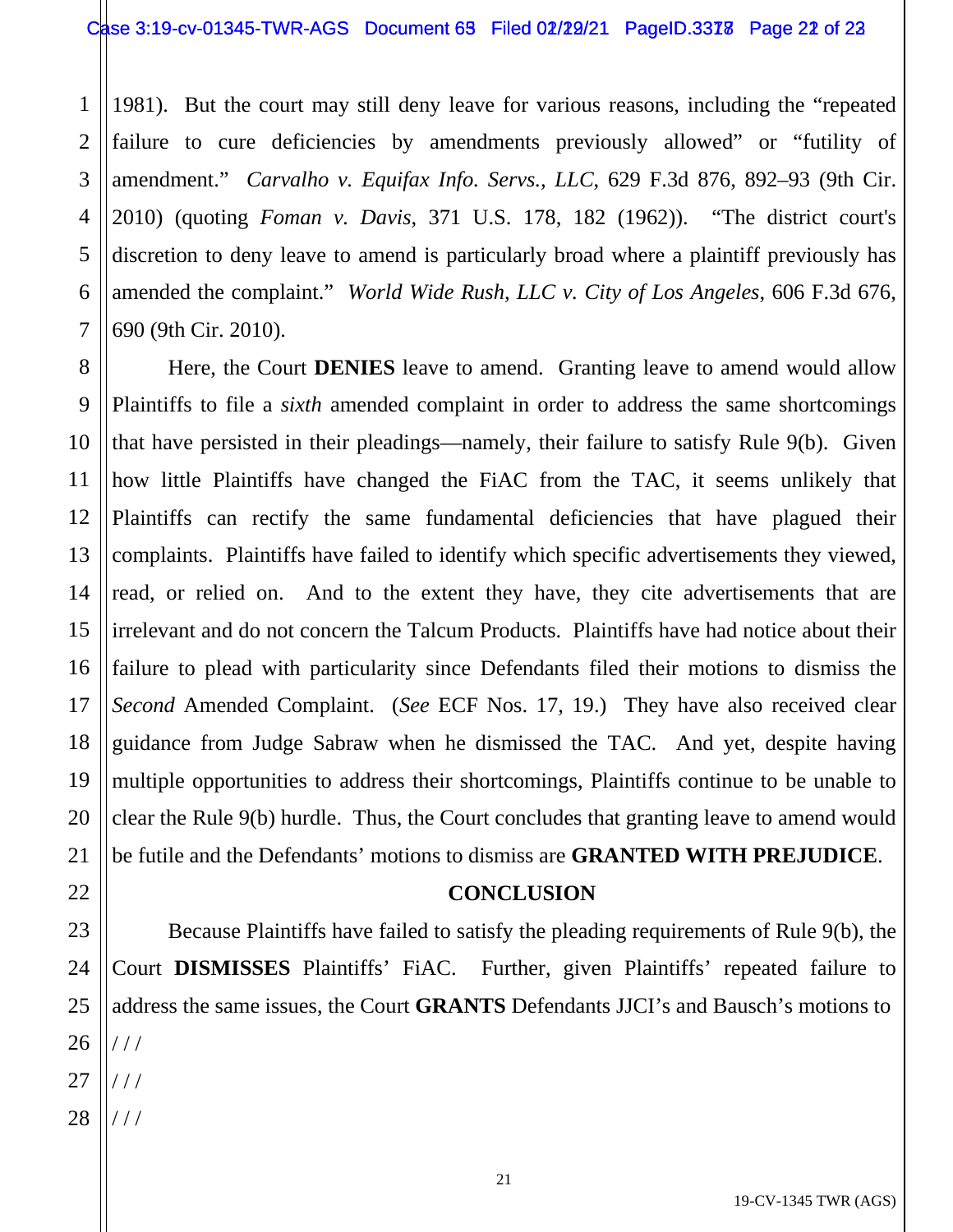1981). But the court may still deny leave for various reasons, including the "repeated failure to cure deficiencies by amendments previously allowed" or "futility of amendment." *Carvalho v. Equifax Info. Servs., LLC*, 629 F.3d 876, 892–93 (9th Cir. 2010) (quoting *Foman v. Davis*, 371 U.S. 178, 182 (1962)). "The district court's discretion to deny leave to amend is particularly broad where a plaintiff previously has amended the complaint." *World Wide Rush, LLC v. City of Los Angeles*, 606 F.3d 676, 690 (9th Cir. 2010).

Here, the Court **DENIES** leave to amend. Granting leave to amend would allow Plaintiffs to file a *sixth* amended complaint in order to address the same shortcomings that have persisted in their pleadings—namely, their failure to satisfy Rule 9(b). Given how little Plaintiffs have changed the FiAC from the TAC, it seems unlikely that Plaintiffs can rectify the same fundamental deficiencies that have plagued their complaints. Plaintiffs have failed to identify which specific advertisements they viewed, read, or relied on. And to the extent they have, they cite advertisements that are irrelevant and do not concern the Talcum Products. Plaintiffs have had notice about their failure to plead with particularity since Defendants filed their motions to dismiss the *Second* Amended Complaint. (*See* ECF Nos. 17, 19.) They have also received clear guidance from Judge Sabraw when he dismissed the TAC. And yet, despite having multiple opportunities to address their shortcomings, Plaintiffs continue to be unable to clear the Rule 9(b) hurdle. Thus, the Court concludes that granting leave to amend would be futile and the Defendants' motions to dismiss are **GRANTED WITH PREJUDICE**.

## CONCLUSION

Because Plaintiffs have failed to satisfy the pleading requirements of Rule 9(b), the Court **DISMISSES** Plaintiffs' FiAC. Further, given Plaintiffs' repeated failure to address the same issues, the Court **GRANTS** Defendants JJCI's and Bausch's motions to

/ / /

/ / /

/ / /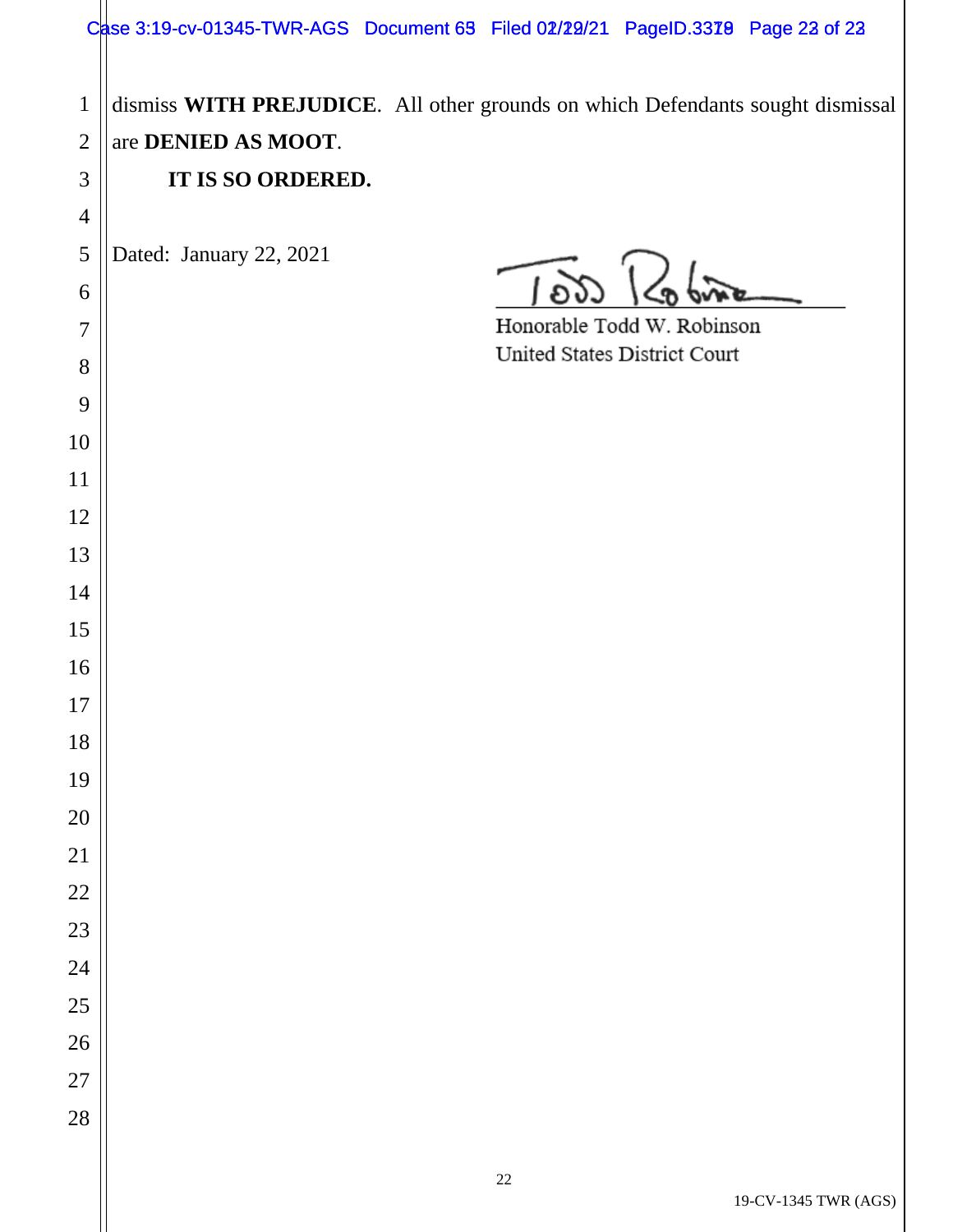dismiss **WITH PREJUDICE**. All other grounds on which Defendants sought dismissal are **DENIED AS MOOT**.

**IT IS SO ORDERED.**

Dated: January 22, 2021

Honorable Todd W. Robinson
United States District Court